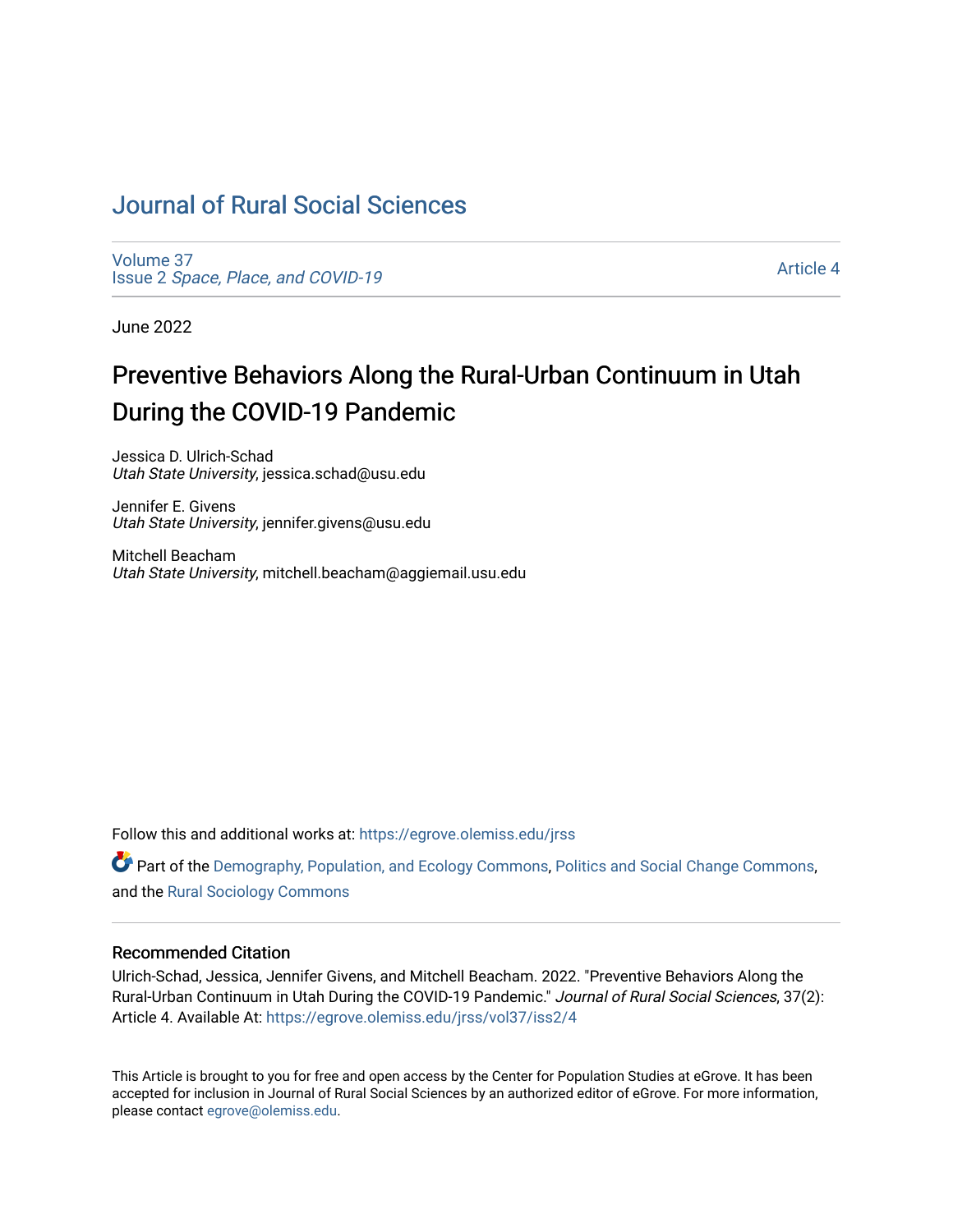# Journal of Rural Social Sciences

Volume 37
Issue 2 *Space, Place, and COVID-19*

Article 4

June 2022

## Preventive Behaviors Along the Rural-Urban Continuum in Utah During the COVID-19 Pandemic

Jessica D. Ulrich-Schad
*Utah State University*, jessica.schad@usu.edu

Jennifer E. Givens
*Utah State University*, jennifer.givens@usu.edu

Mitchell Beacham
*Utah State University*, mitchell.beacham@aggiemail.usu.edu

Follow this and additional works at: https://egrove.olemiss.edu/jrss

Part of the Demography, Population, and Ecology Commons, Politics and Social Change Commons, and the Rural Sociology Commons

### Recommended Citation

Ulrich-Schad, Jessica, Jennifer Givens, and Mitchell Beacham. 2022. "Preventive Behaviors Along the Rural-Urban Continuum in Utah During the COVID-19 Pandemic." *Journal of Rural Social Sciences*, 37(2): Article 4. Available At: https://egrove.olemiss.edu/jrss/vol37/iss2/4

This Article is brought to you for free and open access by the Center for Population Studies at eGrove. It has been accepted for inclusion in Journal of Rural Social Sciences by an authorized editor of eGrove. For more information, please contact egrove@olemiss.edu.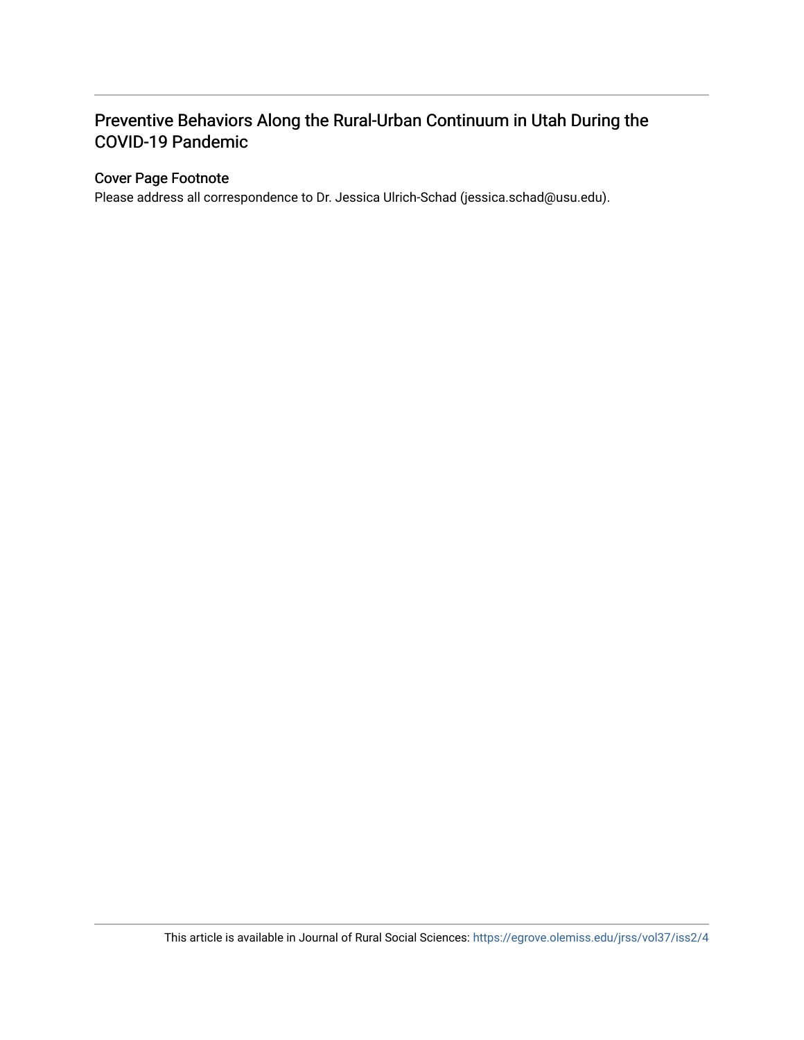# Preventive Behaviors Along the Rural-Urban Continuum in Utah During the COVID-19 Pandemic

## Cover Page Footnote

Please address all correspondence to Dr. Jessica Ulrich-Schad (jessica.schad@usu.edu).

This article is available in Journal of Rural Social Sciences: https://egrove.olemiss.edu/jrss/vol37/iss2/4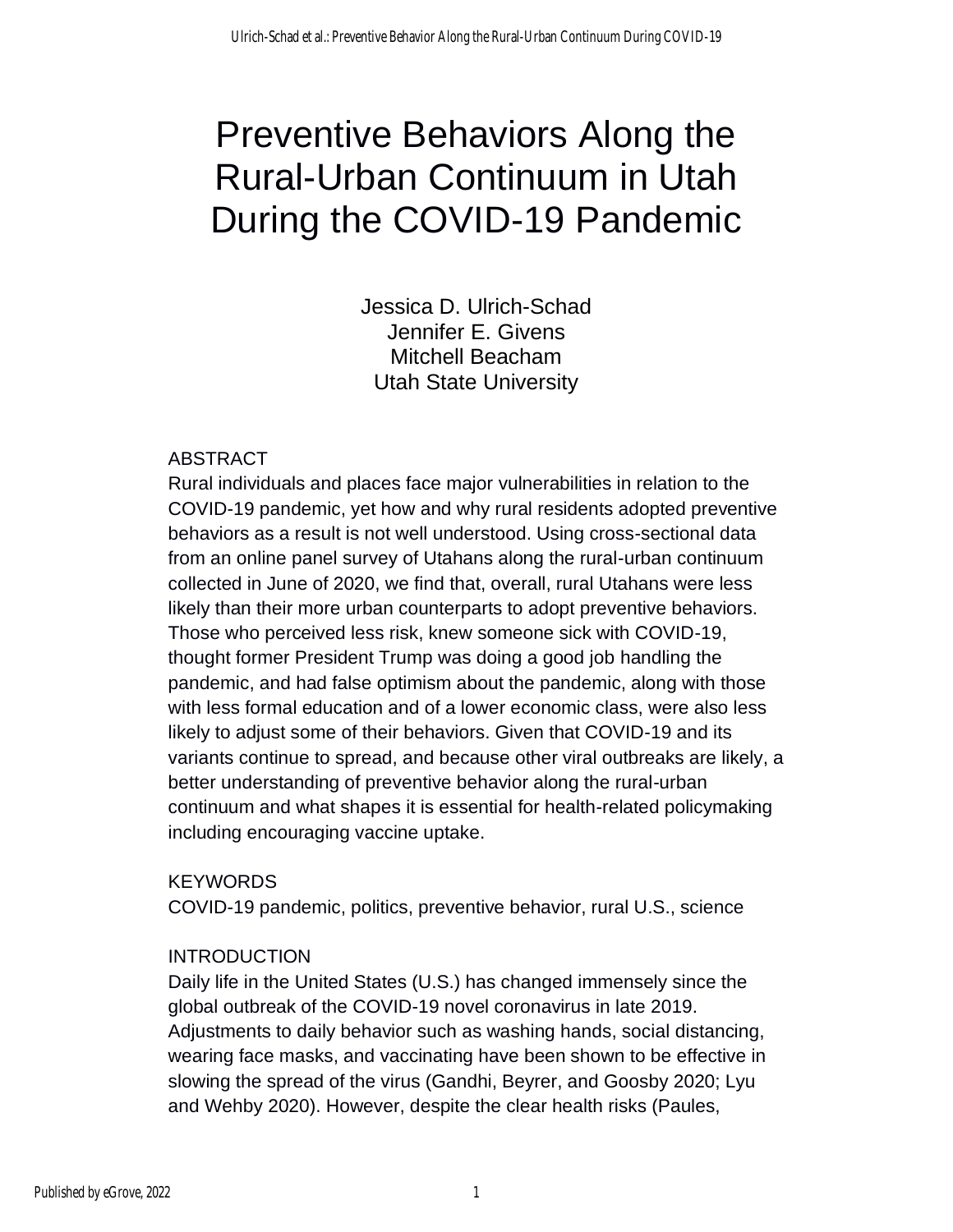# Preventive Behaviors Along the Rural-Urban Continuum in Utah During the COVID-19 Pandemic

Jessica D. Ulrich-Schad
Jennifer E. Givens
Mitchell Beacham
Utah State University

## ABSTRACT

Rural individuals and places face major vulnerabilities in relation to the COVID-19 pandemic, yet how and why rural residents adopted preventive behaviors as a result is not well understood. Using cross-sectional data from an online panel survey of Utahans along the rural-urban continuum collected in June of 2020, we find that, overall, rural Utahans were less likely than their more urban counterparts to adopt preventive behaviors. Those who perceived less risk, knew someone sick with COVID-19, thought former President Trump was doing a good job handling the pandemic, and had false optimism about the pandemic, along with those with less formal education and of a lower economic class, were also less likely to adjust some of their behaviors. Given that COVID-19 and its variants continue to spread, and because other viral outbreaks are likely, a better understanding of preventive behavior along the rural-urban continuum and what shapes it is essential for health-related policymaking including encouraging vaccine uptake.

## KEYWORDS

COVID-19 pandemic, politics, preventive behavior, rural U.S., science

## INTRODUCTION

Daily life in the United States (U.S.) has changed immensely since the global outbreak of the COVID-19 novel coronavirus in late 2019. Adjustments to daily behavior such as washing hands, social distancing, wearing face masks, and vaccinating have been shown to be effective in slowing the spread of the virus (Gandhi, Beyrer, and Goosby 2020; Lyu and Wehby 2020). However, despite the clear health risks (Paules,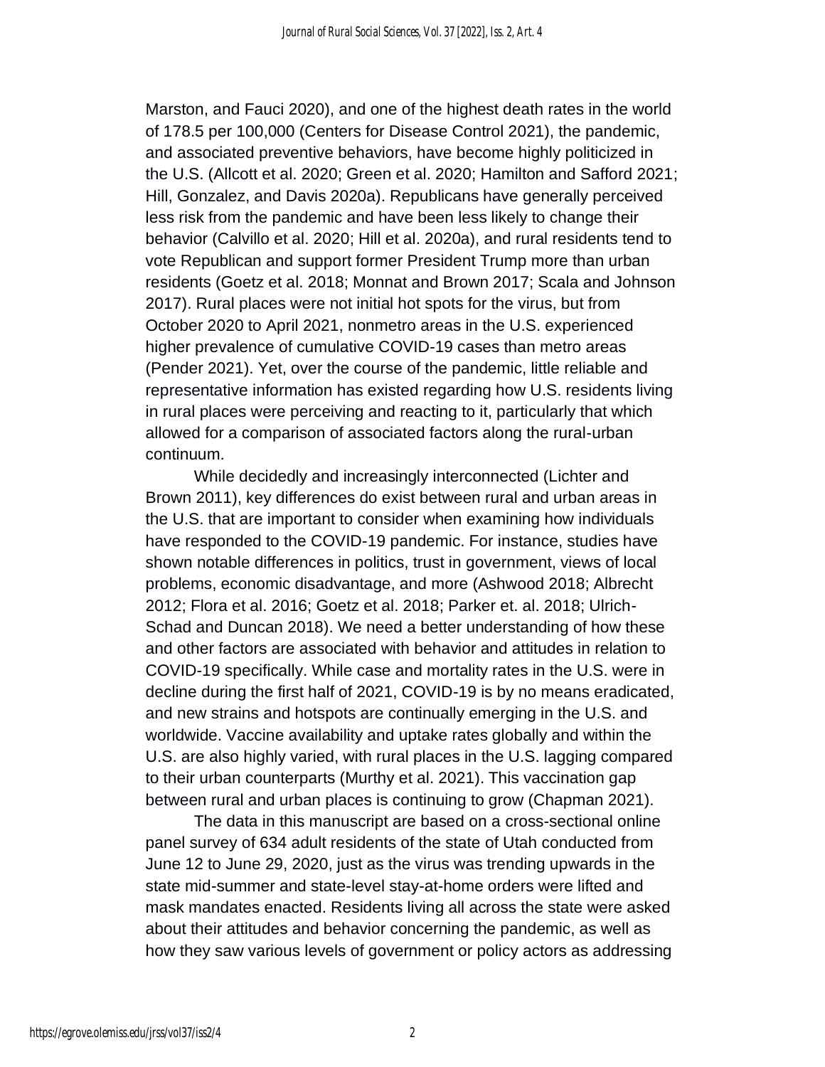Marston, and Fauci 2020), and one of the highest death rates in the world of 178.5 per 100,000 (Centers for Disease Control 2021), the pandemic, and associated preventive behaviors, have become highly politicized in the U.S. (Allcott et al. 2020; Green et al. 2020; Hamilton and Safford 2021; Hill, Gonzalez, and Davis 2020a). Republicans have generally perceived less risk from the pandemic and have been less likely to change their behavior (Calvillo et al. 2020; Hill et al. 2020a), and rural residents tend to vote Republican and support former President Trump more than urban residents (Goetz et al. 2018; Monnat and Brown 2017; Scala and Johnson 2017). Rural places were not initial hot spots for the virus, but from October 2020 to April 2021, nonmetro areas in the U.S. experienced higher prevalence of cumulative COVID-19 cases than metro areas (Pender 2021). Yet, over the course of the pandemic, little reliable and representative information has existed regarding how U.S. residents living in rural places were perceiving and reacting to it, particularly that which allowed for a comparison of associated factors along the rural-urban continuum.

While decidedly and increasingly interconnected (Lichter and Brown 2011), key differences do exist between rural and urban areas in the U.S. that are important to consider when examining how individuals have responded to the COVID-19 pandemic. For instance, studies have shown notable differences in politics, trust in government, views of local problems, economic disadvantage, and more (Ashwood 2018; Albrecht 2012; Flora et al. 2016; Goetz et al. 2018; Parker et. al. 2018; Ulrich-Schad and Duncan 2018). We need a better understanding of how these and other factors are associated with behavior and attitudes in relation to COVID-19 specifically. While case and mortality rates in the U.S. were in decline during the first half of 2021, COVID-19 is by no means eradicated, and new strains and hotspots are continually emerging in the U.S. and worldwide. Vaccine availability and uptake rates globally and within the U.S. are also highly varied, with rural places in the U.S. lagging compared to their urban counterparts (Murthy et al. 2021). This vaccination gap between rural and urban places is continuing to grow (Chapman 2021).

The data in this manuscript are based on a cross-sectional online panel survey of 634 adult residents of the state of Utah conducted from June 12 to June 29, 2020, just as the virus was trending upwards in the state mid-summer and state-level stay-at-home orders were lifted and mask mandates enacted. Residents living all across the state were asked about their attitudes and behavior concerning the pandemic, as well as how they saw various levels of government or policy actors as addressing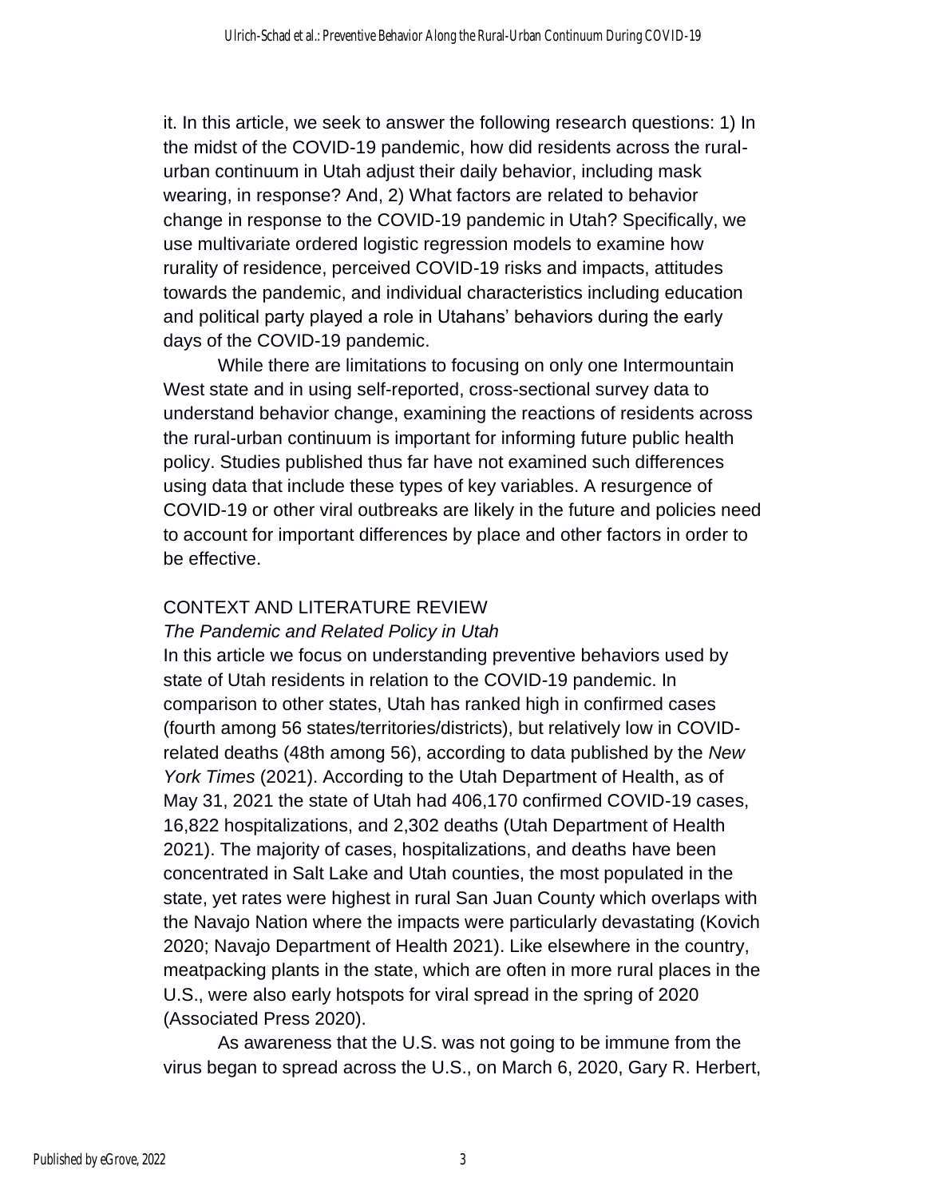it. In this article, we seek to answer the following research questions: 1) In the midst of the COVID-19 pandemic, how did residents across the rural-urban continuum in Utah adjust their daily behavior, including mask wearing, in response? And, 2) What factors are related to behavior change in response to the COVID-19 pandemic in Utah? Specifically, we use multivariate ordered logistic regression models to examine how rurality of residence, perceived COVID-19 risks and impacts, attitudes towards the pandemic, and individual characteristics including education and political party played a role in Utahans' behaviors during the early days of the COVID-19 pandemic.

While there are limitations to focusing on only one Intermountain West state and in using self-reported, cross-sectional survey data to understand behavior change, examining the reactions of residents across the rural-urban continuum is important for informing future public health policy. Studies published thus far have not examined such differences using data that include these types of key variables. A resurgence of COVID-19 or other viral outbreaks are likely in the future and policies need to account for important differences by place and other factors in order to be effective.

## CONTEXT AND LITERATURE REVIEW

### *The Pandemic and Related Policy in Utah*

In this article we focus on understanding preventive behaviors used by state of Utah residents in relation to the COVID-19 pandemic. In comparison to other states, Utah has ranked high in confirmed cases (fourth among 56 states/territories/districts), but relatively low in COVID-related deaths (48th among 56), according to data published by the *New York Times* (2021). According to the Utah Department of Health, as of May 31, 2021 the state of Utah had 406,170 confirmed COVID-19 cases, 16,822 hospitalizations, and 2,302 deaths (Utah Department of Health 2021). The majority of cases, hospitalizations, and deaths have been concentrated in Salt Lake and Utah counties, the most populated in the state, yet rates were highest in rural San Juan County which overlaps with the Navajo Nation where the impacts were particularly devastating (Kovich 2020; Navajo Department of Health 2021). Like elsewhere in the country, meatpacking plants in the state, which are often in more rural places in the U.S., were also early hotspots for viral spread in the spring of 2020 (Associated Press 2020).

As awareness that the U.S. was not going to be immune from the virus began to spread across the U.S., on March 6, 2020, Gary R. Herbert,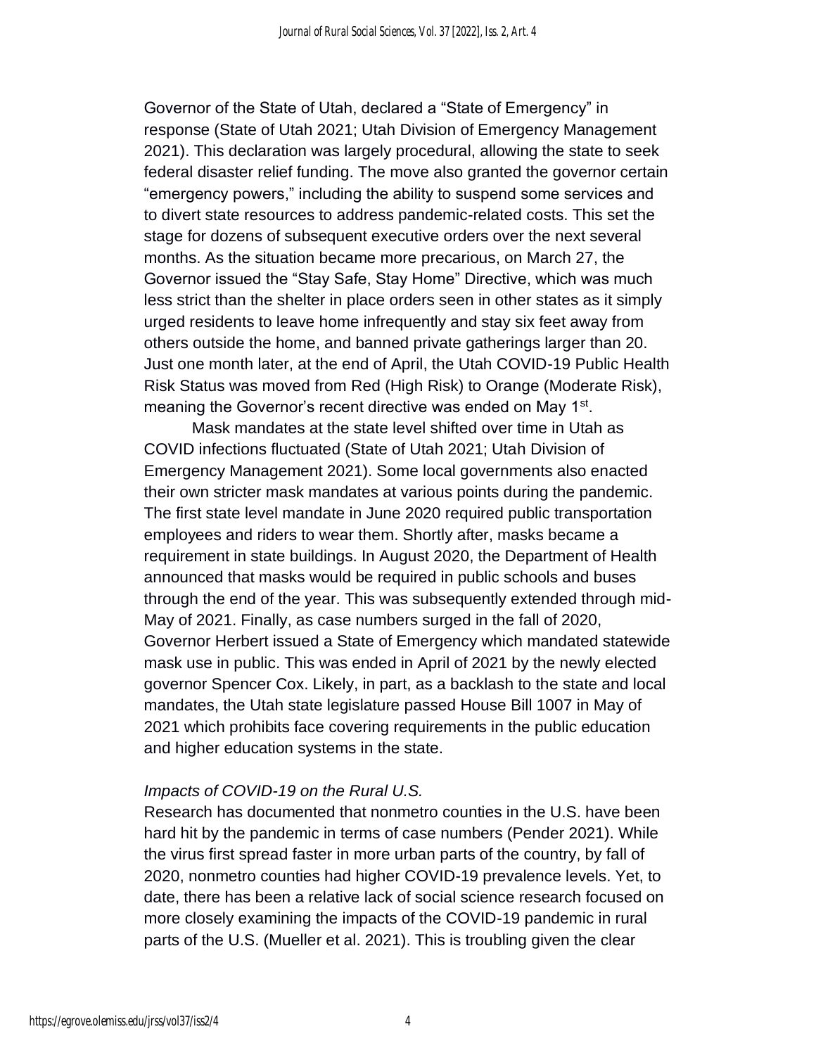Governor of the State of Utah, declared a "State of Emergency" in response (State of Utah 2021; Utah Division of Emergency Management 2021). This declaration was largely procedural, allowing the state to seek federal disaster relief funding. The move also granted the governor certain "emergency powers," including the ability to suspend some services and to divert state resources to address pandemic-related costs. This set the stage for dozens of subsequent executive orders over the next several months. As the situation became more precarious, on March 27, the Governor issued the "Stay Safe, Stay Home" Directive, which was much less strict than the shelter in place orders seen in other states as it simply urged residents to leave home infrequently and stay six feet away from others outside the home, and banned private gatherings larger than 20. Just one month later, at the end of April, the Utah COVID-19 Public Health Risk Status was moved from Red (High Risk) to Orange (Moderate Risk), meaning the Governor's recent directive was ended on May 1st.

Mask mandates at the state level shifted over time in Utah as COVID infections fluctuated (State of Utah 2021; Utah Division of Emergency Management 2021). Some local governments also enacted their own stricter mask mandates at various points during the pandemic. The first state level mandate in June 2020 required public transportation employees and riders to wear them. Shortly after, masks became a requirement in state buildings. In August 2020, the Department of Health announced that masks would be required in public schools and buses through the end of the year. This was subsequently extended through mid-May of 2021. Finally, as case numbers surged in the fall of 2020, Governor Herbert issued a State of Emergency which mandated statewide mask use in public. This was ended in April of 2021 by the newly elected governor Spencer Cox. Likely, in part, as a backlash to the state and local mandates, the Utah state legislature passed House Bill 1007 in May of 2021 which prohibits face covering requirements in the public education and higher education systems in the state.

### *Impacts of COVID-19 on the Rural U.S.*

Research has documented that nonmetro counties in the U.S. have been hard hit by the pandemic in terms of case numbers (Pender 2021). While the virus first spread faster in more urban parts of the country, by fall of 2020, nonmetro counties had higher COVID-19 prevalence levels. Yet, to date, there has been a relative lack of social science research focused on more closely examining the impacts of the COVID-19 pandemic in rural parts of the U.S. (Mueller et al. 2021). This is troubling given the clear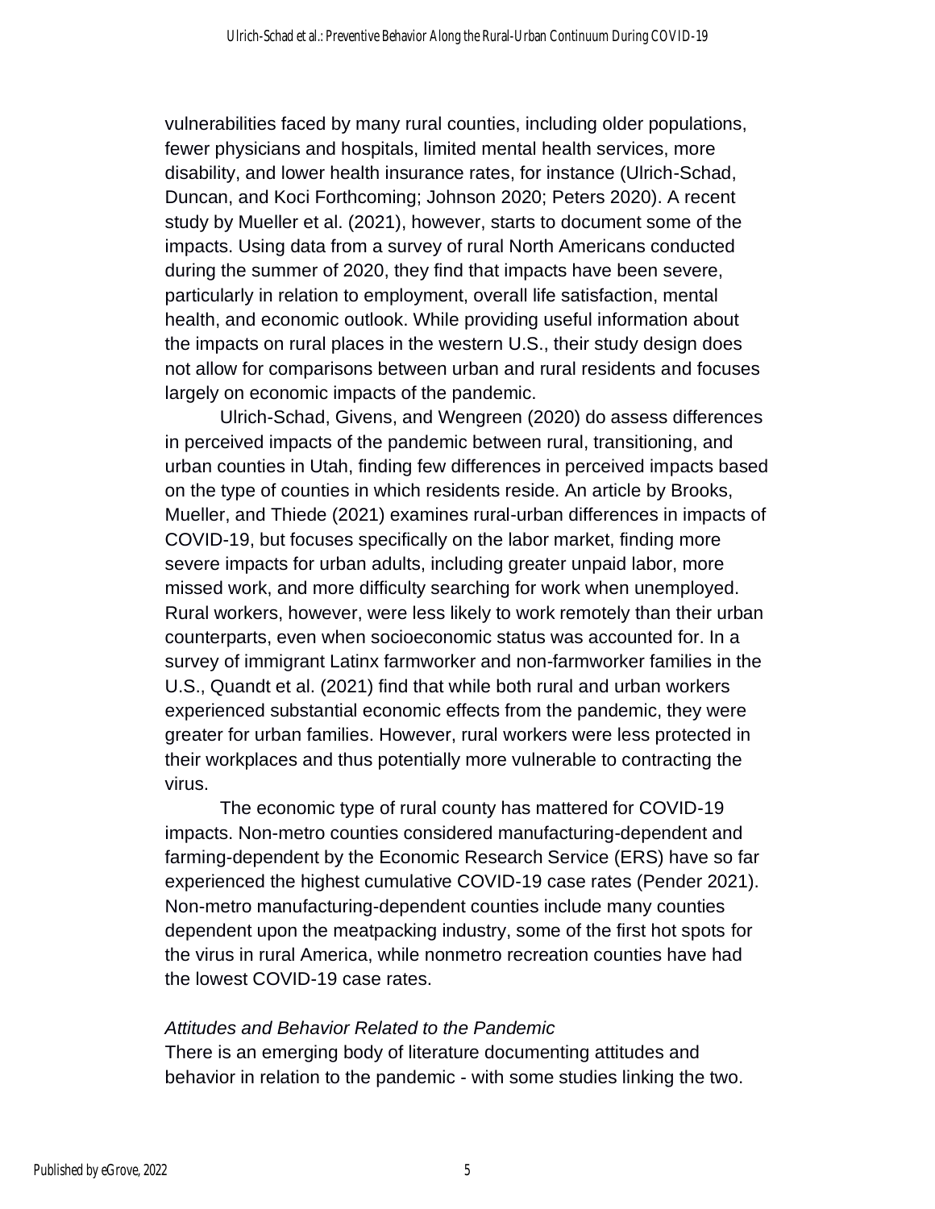vulnerabilities faced by many rural counties, including older populations, fewer physicians and hospitals, limited mental health services, more disability, and lower health insurance rates, for instance (Ulrich-Schad, Duncan, and Koci Forthcoming; Johnson 2020; Peters 2020). A recent study by Mueller et al. (2021), however, starts to document some of the impacts. Using data from a survey of rural North Americans conducted during the summer of 2020, they find that impacts have been severe, particularly in relation to employment, overall life satisfaction, mental health, and economic outlook. While providing useful information about the impacts on rural places in the western U.S., their study design does not allow for comparisons between urban and rural residents and focuses largely on economic impacts of the pandemic.

Ulrich-Schad, Givens, and Wengreen (2020) do assess differences in perceived impacts of the pandemic between rural, transitioning, and urban counties in Utah, finding few differences in perceived impacts based on the type of counties in which residents reside. An article by Brooks, Mueller, and Thiede (2021) examines rural-urban differences in impacts of COVID-19, but focuses specifically on the labor market, finding more severe impacts for urban adults, including greater unpaid labor, more missed work, and more difficulty searching for work when unemployed. Rural workers, however, were less likely to work remotely than their urban counterparts, even when socioeconomic status was accounted for. In a survey of immigrant Latinx farmworker and non-farmworker families in the U.S., Quandt et al. (2021) find that while both rural and urban workers experienced substantial economic effects from the pandemic, they were greater for urban families. However, rural workers were less protected in their workplaces and thus potentially more vulnerable to contracting the virus.

The economic type of rural county has mattered for COVID-19 impacts. Non-metro counties considered manufacturing-dependent and farming-dependent by the Economic Research Service (ERS) have so far experienced the highest cumulative COVID-19 case rates (Pender 2021). Non-metro manufacturing-dependent counties include many counties dependent upon the meatpacking industry, some of the first hot spots for the virus in rural America, while nonmetro recreation counties have had the lowest COVID-19 case rates.

### *Attitudes and Behavior Related to the Pandemic*

There is an emerging body of literature documenting attitudes and behavior in relation to the pandemic - with some studies linking the two.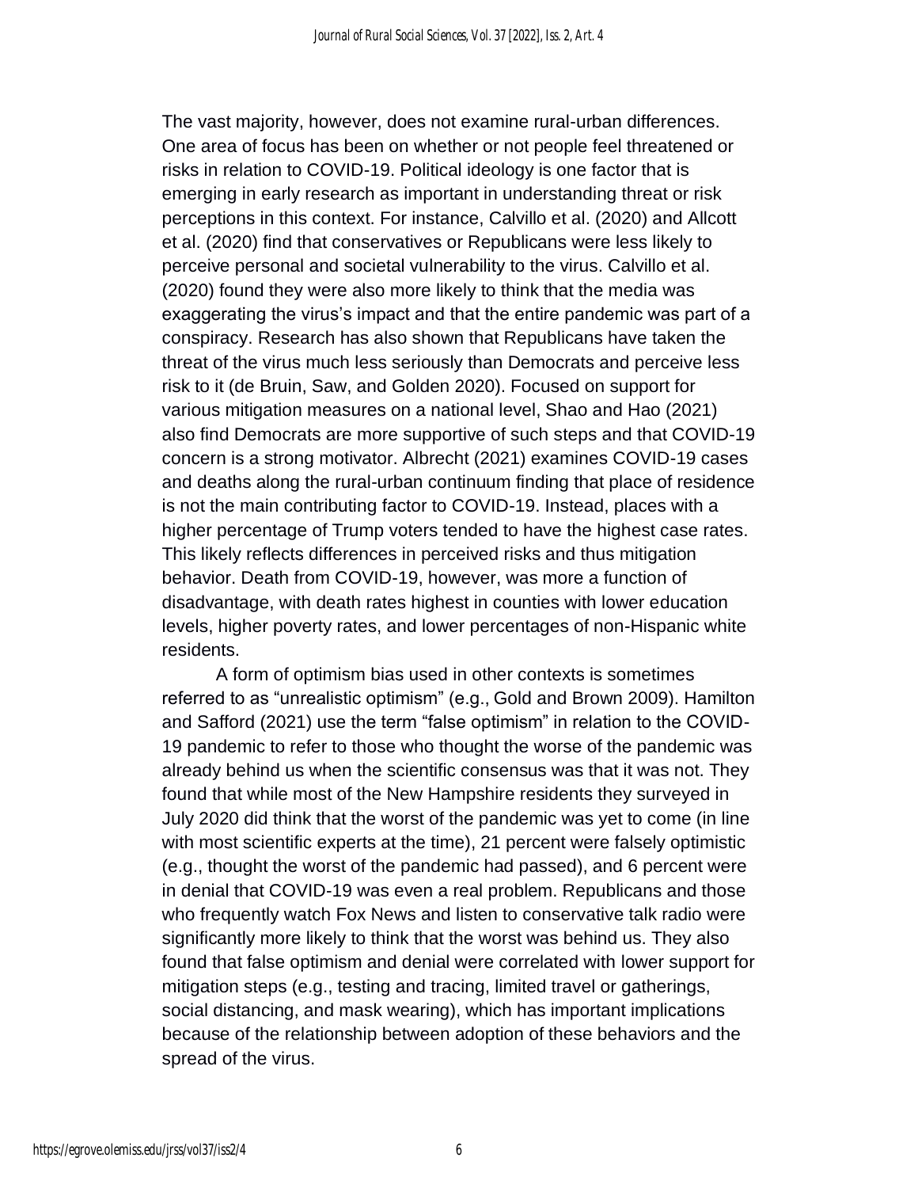The vast majority, however, does not examine rural-urban differences. One area of focus has been on whether or not people feel threatened or risks in relation to COVID-19. Political ideology is one factor that is emerging in early research as important in understanding threat or risk perceptions in this context. For instance, Calvillo et al. (2020) and Allcott et al. (2020) find that conservatives or Republicans were less likely to perceive personal and societal vulnerability to the virus. Calvillo et al. (2020) found they were also more likely to think that the media was exaggerating the virus's impact and that the entire pandemic was part of a conspiracy. Research has also shown that Republicans have taken the threat of the virus much less seriously than Democrats and perceive less risk to it (de Bruin, Saw, and Golden 2020). Focused on support for various mitigation measures on a national level, Shao and Hao (2021) also find Democrats are more supportive of such steps and that COVID-19 concern is a strong motivator. Albrecht (2021) examines COVID-19 cases and deaths along the rural-urban continuum finding that place of residence is not the main contributing factor to COVID-19. Instead, places with a higher percentage of Trump voters tended to have the highest case rates. This likely reflects differences in perceived risks and thus mitigation behavior. Death from COVID-19, however, was more a function of disadvantage, with death rates highest in counties with lower education levels, higher poverty rates, and lower percentages of non-Hispanic white residents.

A form of optimism bias used in other contexts is sometimes referred to as "unrealistic optimism" (e.g., Gold and Brown 2009). Hamilton and Safford (2021) use the term "false optimism" in relation to the COVID-19 pandemic to refer to those who thought the worse of the pandemic was already behind us when the scientific consensus was that it was not. They found that while most of the New Hampshire residents they surveyed in July 2020 did think that the worst of the pandemic was yet to come (in line with most scientific experts at the time), 21 percent were falsely optimistic (e.g., thought the worst of the pandemic had passed), and 6 percent were in denial that COVID-19 was even a real problem. Republicans and those who frequently watch Fox News and listen to conservative talk radio were significantly more likely to think that the worst was behind us. They also found that false optimism and denial were correlated with lower support for mitigation steps (e.g., testing and tracing, limited travel or gatherings, social distancing, and mask wearing), which has important implications because of the relationship between adoption of these behaviors and the spread of the virus.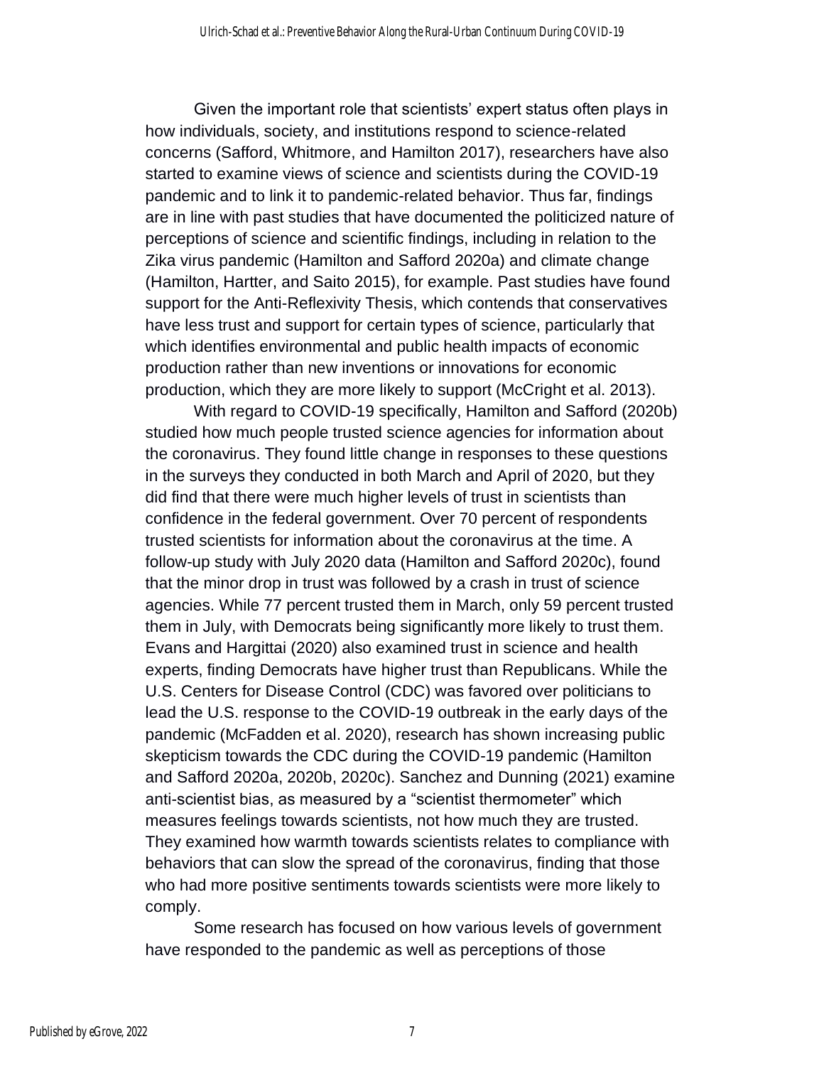Given the important role that scientists' expert status often plays in how individuals, society, and institutions respond to science-related concerns (Safford, Whitmore, and Hamilton 2017), researchers have also started to examine views of science and scientists during the COVID-19 pandemic and to link it to pandemic-related behavior. Thus far, findings are in line with past studies that have documented the politicized nature of perceptions of science and scientific findings, including in relation to the Zika virus pandemic (Hamilton and Safford 2020a) and climate change (Hamilton, Hartter, and Saito 2015), for example. Past studies have found support for the Anti-Reflexivity Thesis, which contends that conservatives have less trust and support for certain types of science, particularly that which identifies environmental and public health impacts of economic production rather than new inventions or innovations for economic production, which they are more likely to support (McCright et al. 2013).

With regard to COVID-19 specifically, Hamilton and Safford (2020b) studied how much people trusted science agencies for information about the coronavirus. They found little change in responses to these questions in the surveys they conducted in both March and April of 2020, but they did find that there were much higher levels of trust in scientists than confidence in the federal government. Over 70 percent of respondents trusted scientists for information about the coronavirus at the time. A follow-up study with July 2020 data (Hamilton and Safford 2020c), found that the minor drop in trust was followed by a crash in trust of science agencies. While 77 percent trusted them in March, only 59 percent trusted them in July, with Democrats being significantly more likely to trust them. Evans and Hargittai (2020) also examined trust in science and health experts, finding Democrats have higher trust than Republicans. While the U.S. Centers for Disease Control (CDC) was favored over politicians to lead the U.S. response to the COVID-19 outbreak in the early days of the pandemic (McFadden et al. 2020), research has shown increasing public skepticism towards the CDC during the COVID-19 pandemic (Hamilton and Safford 2020a, 2020b, 2020c). Sanchez and Dunning (2021) examine anti-scientist bias, as measured by a "scientist thermometer" which measures feelings towards scientists, not how much they are trusted. They examined how warmth towards scientists relates to compliance with behaviors that can slow the spread of the coronavirus, finding that those who had more positive sentiments towards scientists were more likely to comply.

Some research has focused on how various levels of government have responded to the pandemic as well as perceptions of those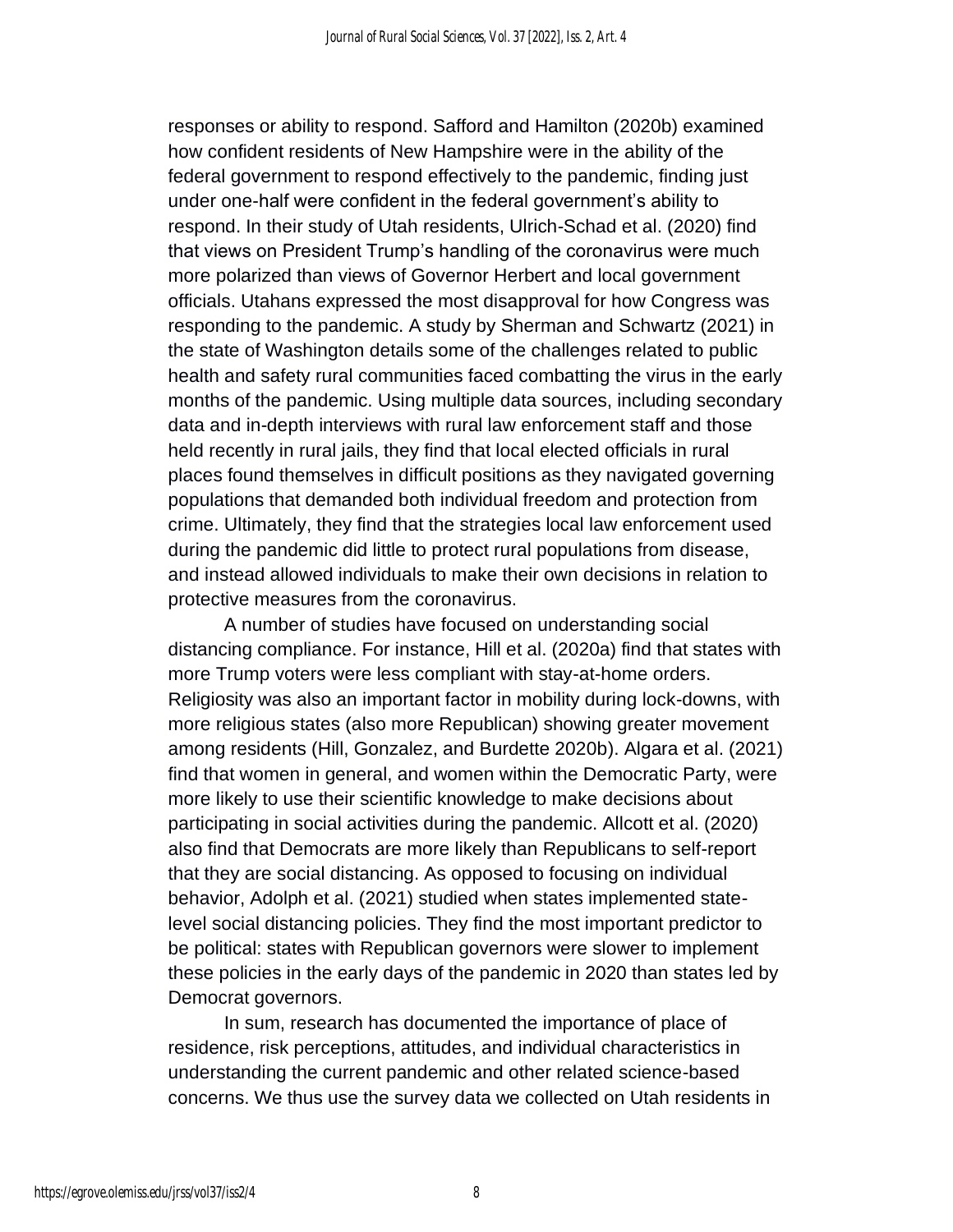responses or ability to respond. Safford and Hamilton (2020b) examined how confident residents of New Hampshire were in the ability of the federal government to respond effectively to the pandemic, finding just under one-half were confident in the federal government's ability to respond. In their study of Utah residents, Ulrich-Schad et al. (2020) find that views on President Trump's handling of the coronavirus were much more polarized than views of Governor Herbert and local government officials. Utahans expressed the most disapproval for how Congress was responding to the pandemic. A study by Sherman and Schwartz (2021) in the state of Washington details some of the challenges related to public health and safety rural communities faced combatting the virus in the early months of the pandemic. Using multiple data sources, including secondary data and in-depth interviews with rural law enforcement staff and those held recently in rural jails, they find that local elected officials in rural places found themselves in difficult positions as they navigated governing populations that demanded both individual freedom and protection from crime. Ultimately, they find that the strategies local law enforcement used during the pandemic did little to protect rural populations from disease, and instead allowed individuals to make their own decisions in relation to protective measures from the coronavirus.

A number of studies have focused on understanding social distancing compliance. For instance, Hill et al. (2020a) find that states with more Trump voters were less compliant with stay-at-home orders. Religiosity was also an important factor in mobility during lock-downs, with more religious states (also more Republican) showing greater movement among residents (Hill, Gonzalez, and Burdette 2020b). Algara et al. (2021) find that women in general, and women within the Democratic Party, were more likely to use their scientific knowledge to make decisions about participating in social activities during the pandemic. Allcott et al. (2020) also find that Democrats are more likely than Republicans to self-report that they are social distancing. As opposed to focusing on individual behavior, Adolph et al. (2021) studied when states implemented state-level social distancing policies. They find the most important predictor to be political: states with Republican governors were slower to implement these policies in the early days of the pandemic in 2020 than states led by Democrat governors.

In sum, research has documented the importance of place of residence, risk perceptions, attitudes, and individual characteristics in understanding the current pandemic and other related science-based concerns. We thus use the survey data we collected on Utah residents in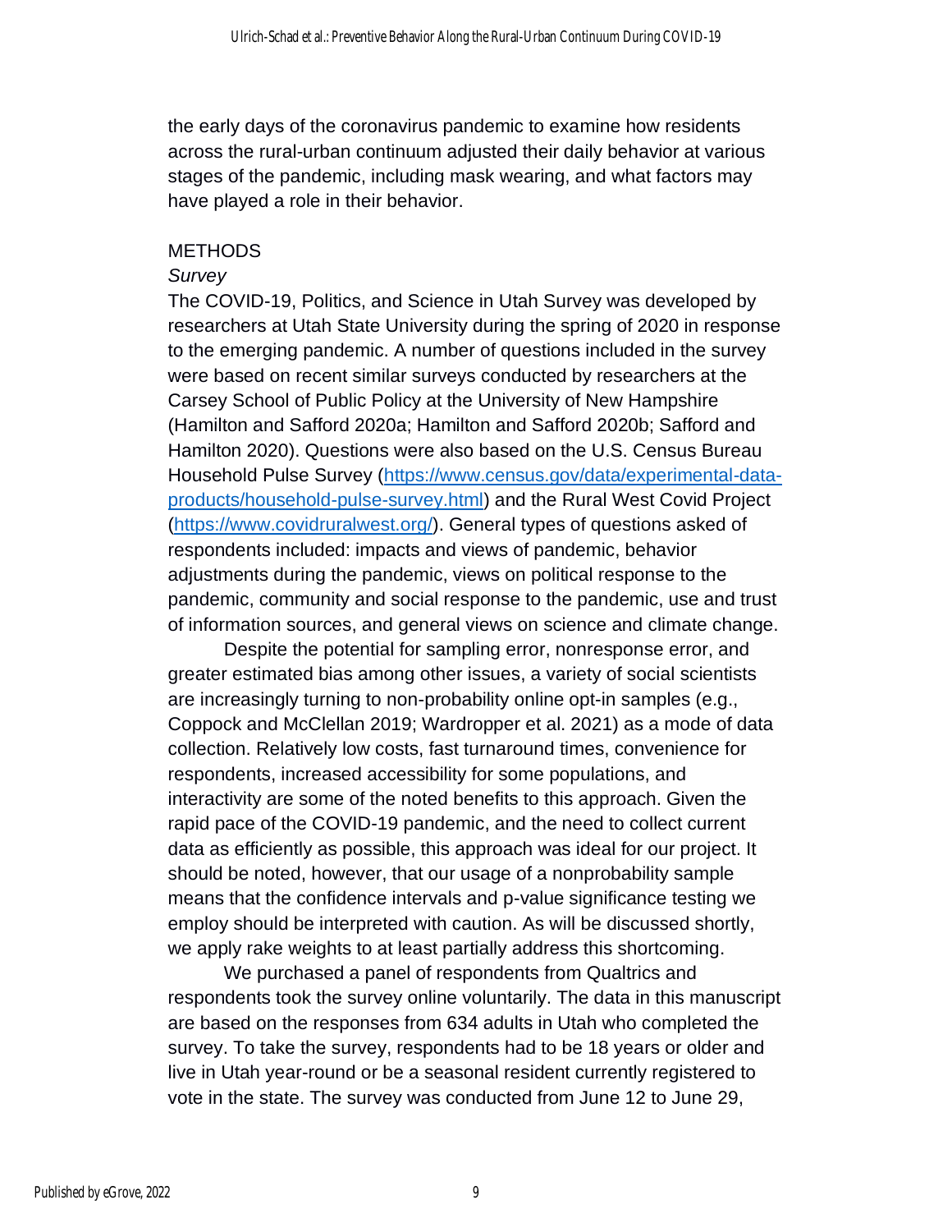the early days of the coronavirus pandemic to examine how residents across the rural-urban continuum adjusted their daily behavior at various stages of the pandemic, including mask wearing, and what factors may have played a role in their behavior.

## METHODS

### *Survey*

The COVID-19, Politics, and Science in Utah Survey was developed by researchers at Utah State University during the spring of 2020 in response to the emerging pandemic. A number of questions included in the survey were based on recent similar surveys conducted by researchers at the Carsey School of Public Policy at the University of New Hampshire (Hamilton and Safford 2020a; Hamilton and Safford 2020b; Safford and Hamilton 2020). Questions were also based on the U.S. Census Bureau Household Pulse Survey (https://www.census.gov/data/experimental-data-products/household-pulse-survey.html) and the Rural West Covid Project (https://www.covidruralwest.org/). General types of questions asked of respondents included: impacts and views of pandemic, behavior adjustments during the pandemic, views on political response to the pandemic, community and social response to the pandemic, use and trust of information sources, and general views on science and climate change.

Despite the potential for sampling error, nonresponse error, and greater estimated bias among other issues, a variety of social scientists are increasingly turning to non-probability online opt-in samples (e.g., Coppock and McClellan 2019; Wardropper et al. 2021) as a mode of data collection. Relatively low costs, fast turnaround times, convenience for respondents, increased accessibility for some populations, and interactivity are some of the noted benefits to this approach. Given the rapid pace of the COVID-19 pandemic, and the need to collect current data as efficiently as possible, this approach was ideal for our project. It should be noted, however, that our usage of a nonprobability sample means that the confidence intervals and p-value significance testing we employ should be interpreted with caution. As will be discussed shortly, we apply rake weights to at least partially address this shortcoming.

We purchased a panel of respondents from Qualtrics and respondents took the survey online voluntarily. The data in this manuscript are based on the responses from 634 adults in Utah who completed the survey. To take the survey, respondents had to be 18 years or older and live in Utah year-round or be a seasonal resident currently registered to vote in the state. The survey was conducted from June 12 to June 29,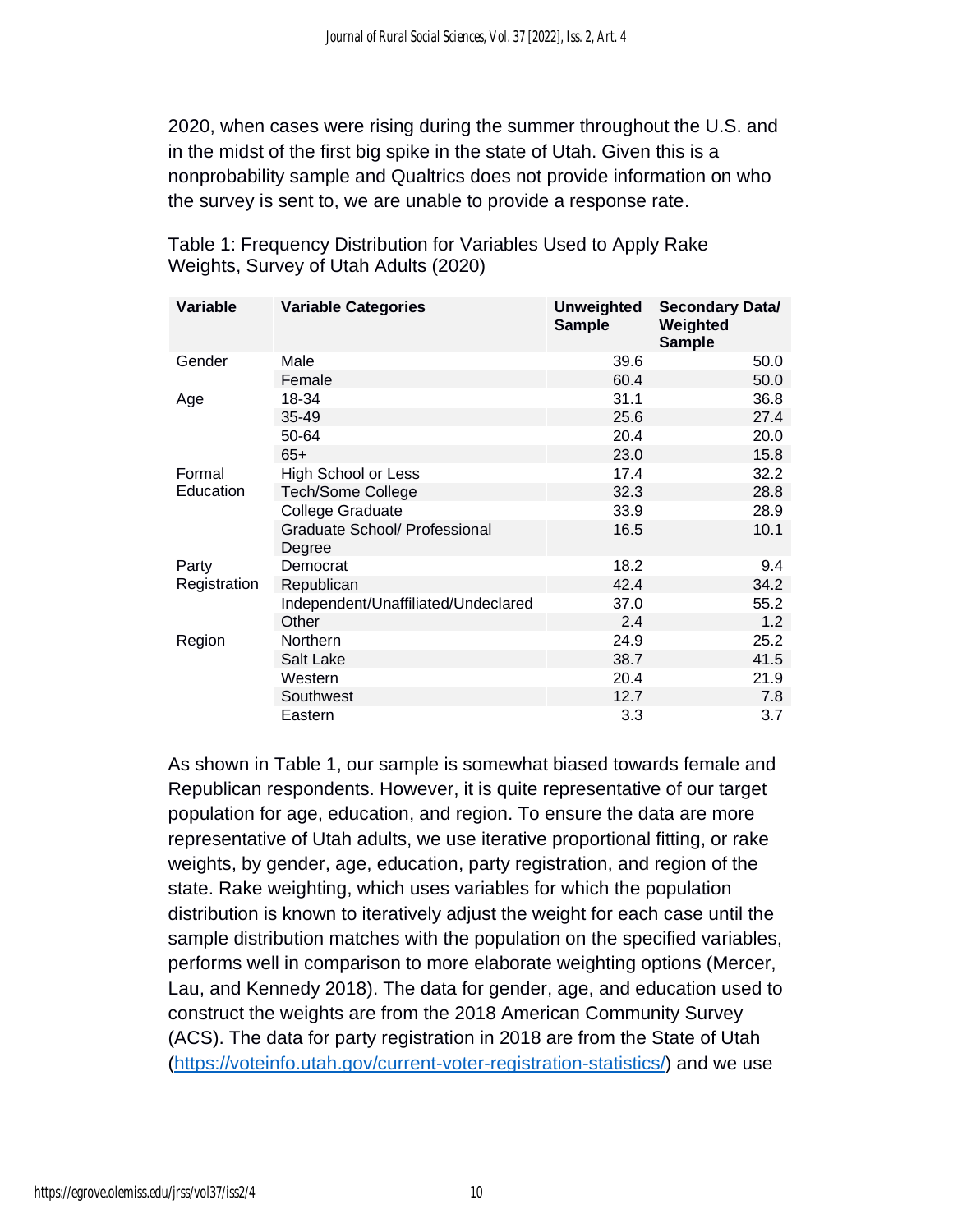2020, when cases were rising during the summer throughout the U.S. and in the midst of the first big spike in the state of Utah. Given this is a nonprobability sample and Qualtrics does not provide information on who the survey is sent to, we are unable to provide a response rate.

Table 1: Frequency Distribution for Variables Used to Apply Rake Weights, Survey of Utah Adults (2020)

| Variable | Variable Categories | Unweighted Sample | Secondary Data/ Weighted Sample |
|---|---|---|---|
| Gender | Male | 39.6 | 50.0 |
| | Female | 60.4 | 50.0 |
| Age | 18-34 | 31.1 | 36.8 |
| | 35-49 | 25.6 | 27.4 |
| | 50-64 | 20.4 | 20.0 |
| | 65+ | 23.0 | 15.8 |
| Formal Education | High School or Less | 17.4 | 32.2 |
| | Tech/Some College | 32.3 | 28.8 |
| | College Graduate | 33.9 | 28.9 |
| | Graduate School/ Professional Degree | 16.5 | 10.1 |
| Party Registration | Democrat | 18.2 | 9.4 |
| | Republican | 42.4 | 34.2 |
| | Independent/Unaffiliated/Undeclared | 37.0 | 55.2 |
| | Other | 2.4 | 1.2 |
| Region | Northern | 24.9 | 25.2 |
| | Salt Lake | 38.7 | 41.5 |
| | Western | 20.4 | 21.9 |
| | Southwest | 12.7 | 7.8 |
| | Eastern | 3.3 | 3.7 |

As shown in Table 1, our sample is somewhat biased towards female and Republican respondents. However, it is quite representative of our target population for age, education, and region. To ensure the data are more representative of Utah adults, we use iterative proportional fitting, or rake weights, by gender, age, education, party registration, and region of the state. Rake weighting, which uses variables for which the population distribution is known to iteratively adjust the weight for each case until the sample distribution matches with the population on the specified variables, performs well in comparison to more elaborate weighting options (Mercer, Lau, and Kennedy 2018). The data for gender, age, and education used to construct the weights are from the 2018 American Community Survey (ACS). The data for party registration in 2018 are from the State of Utah (https://voteinfo.utah.gov/current-voter-registration-statistics/) and we use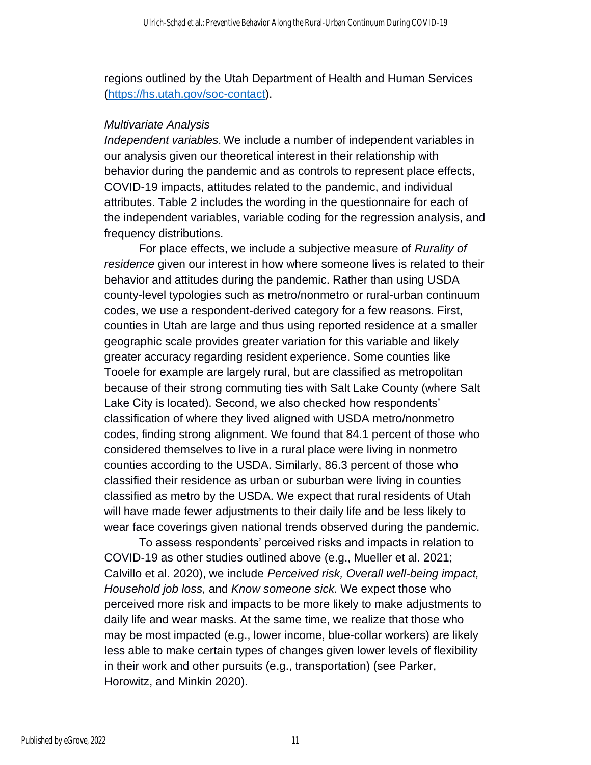regions outlined by the Utah Department of Health and Human Services (https://hs.utah.gov/soc-contact).

### *Multivariate Analysis*

*Independent variables*. We include a number of independent variables in our analysis given our theoretical interest in their relationship with behavior during the pandemic and as controls to represent place effects, COVID-19 impacts, attitudes related to the pandemic, and individual attributes. Table 2 includes the wording in the questionnaire for each of the independent variables, variable coding for the regression analysis, and frequency distributions.

For place effects, we include a subjective measure of *Rurality of residence* given our interest in how where someone lives is related to their behavior and attitudes during the pandemic. Rather than using USDA county-level typologies such as metro/nonmetro or rural-urban continuum codes, we use a respondent-derived category for a few reasons. First, counties in Utah are large and thus using reported residence at a smaller geographic scale provides greater variation for this variable and likely greater accuracy regarding resident experience. Some counties like Tooele for example are largely rural, but are classified as metropolitan because of their strong commuting ties with Salt Lake County (where Salt Lake City is located). Second, we also checked how respondents' classification of where they lived aligned with USDA metro/nonmetro codes, finding strong alignment. We found that 84.1 percent of those who considered themselves to live in a rural place were living in nonmetro counties according to the USDA. Similarly, 86.3 percent of those who classified their residence as urban or suburban were living in counties classified as metro by the USDA. We expect that rural residents of Utah will have made fewer adjustments to their daily life and be less likely to wear face coverings given national trends observed during the pandemic.

To assess respondents' perceived risks and impacts in relation to COVID-19 as other studies outlined above (e.g., Mueller et al. 2021; Calvillo et al. 2020), we include *Perceived risk, Overall well-being impact, Household job loss,* and *Know someone sick.* We expect those who perceived more risk and impacts to be more likely to make adjustments to daily life and wear masks. At the same time, we realize that those who may be most impacted (e.g., lower income, blue-collar workers) are likely less able to make certain types of changes given lower levels of flexibility in their work and other pursuits (e.g., transportation) (see Parker, Horowitz, and Minkin 2020).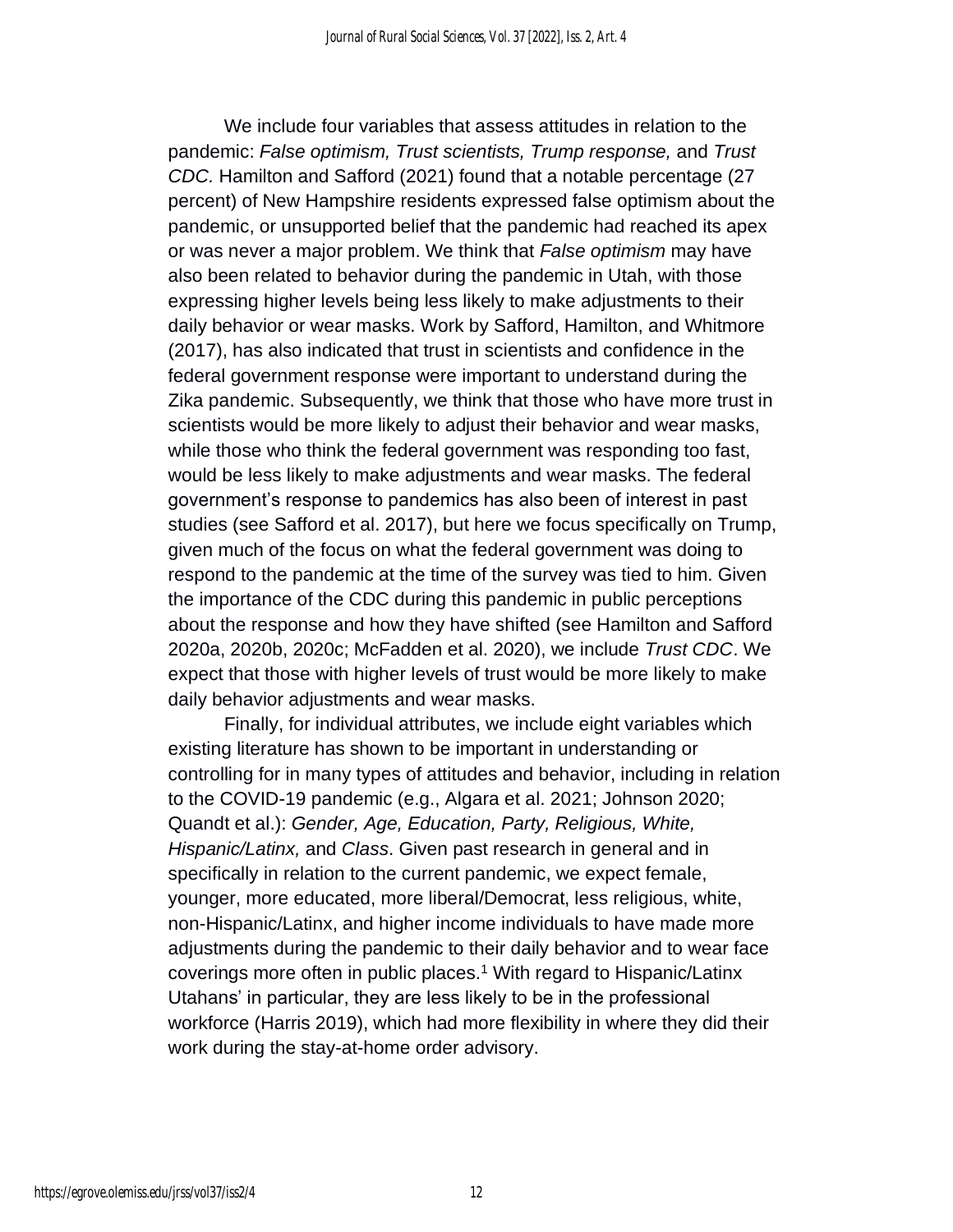We include four variables that assess attitudes in relation to the pandemic: *False optimism, Trust scientists, Trump response,* and *Trust CDC.* Hamilton and Safford (2021) found that a notable percentage (27 percent) of New Hampshire residents expressed false optimism about the pandemic, or unsupported belief that the pandemic had reached its apex or was never a major problem. We think that *False optimism* may have also been related to behavior during the pandemic in Utah, with those expressing higher levels being less likely to make adjustments to their daily behavior or wear masks. Work by Safford, Hamilton, and Whitmore (2017), has also indicated that trust in scientists and confidence in the federal government response were important to understand during the Zika pandemic. Subsequently, we think that those who have more trust in scientists would be more likely to adjust their behavior and wear masks, while those who think the federal government was responding too fast, would be less likely to make adjustments and wear masks. The federal government's response to pandemics has also been of interest in past studies (see Safford et al. 2017), but here we focus specifically on Trump, given much of the focus on what the federal government was doing to respond to the pandemic at the time of the survey was tied to him. Given the importance of the CDC during this pandemic in public perceptions about the response and how they have shifted (see Hamilton and Safford 2020a, 2020b, 2020c; McFadden et al. 2020), we include *Trust CDC*. We expect that those with higher levels of trust would be more likely to make daily behavior adjustments and wear masks.

Finally, for individual attributes, we include eight variables which existing literature has shown to be important in understanding or controlling for in many types of attitudes and behavior, including in relation to the COVID-19 pandemic (e.g., Algara et al. 2021; Johnson 2020; Quandt et al.): *Gender, Age, Education, Party, Religious, White, Hispanic/Latinx,* and *Class*. Given past research in general and in specifically in relation to the current pandemic, we expect female, younger, more educated, more liberal/Democrat, less religious, white, non-Hispanic/Latinx, and higher income individuals to have made more adjustments during the pandemic to their daily behavior and to wear face coverings more often in public places.[1] With regard to Hispanic/Latinx Utahans' in particular, they are less likely to be in the professional workforce (Harris 2019), which had more flexibility in where they did their work during the stay-at-home order advisory.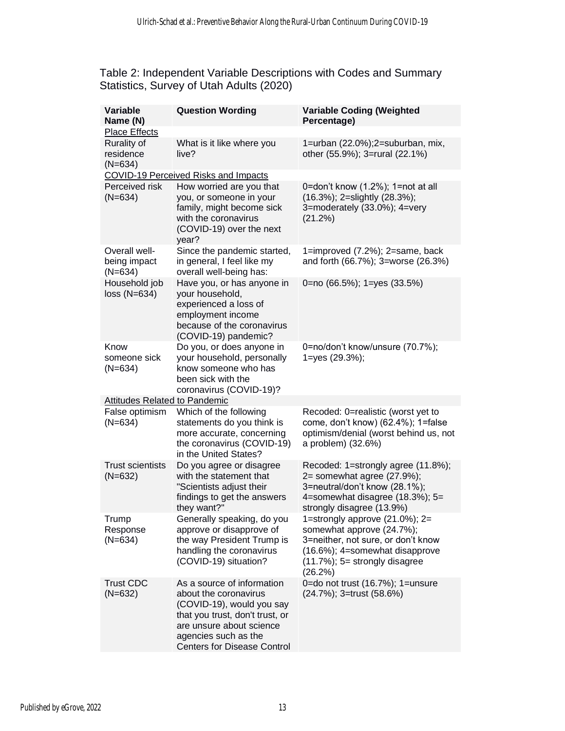Table 2: Independent Variable Descriptions with Codes and Summary Statistics, Survey of Utah Adults (2020)

| Variable Name (N) | Question Wording | Variable Coding (Weighted Percentage) |
| --- | --- | --- |
| Place Effects | | |
| Rurality of residence (N=634) | What is it like where you live? | 1=urban (22.0%);2=suburban, mix, other (55.9%); 3=rural (22.1%) |
| COVID-19 Perceived Risks and Impacts | | |
| Perceived risk (N=634) | How worried are you that you, or someone in your family, might become sick with the coronavirus (COVID-19) over the next year? | 0=don't know (1.2%); 1=not at all (16.3%); 2=slightly (28.3%); 3=moderately (33.0%); 4=very (21.2%) |
| Overall well-being impact (N=634) | Since the pandemic started, in general, I feel like my overall well-being has: | 1=improved (7.2%); 2=same, back and forth (66.7%); 3=worse (26.3%) |
| Household job loss (N=634) | Have you, or has anyone in your household, experienced a loss of employment income because of the coronavirus (COVID-19) pandemic? | 0=no (66.5%); 1=yes (33.5%) |
| Know someone sick (N=634) | Do you, or does anyone in your household, personally know someone who has been sick with the coronavirus (COVID-19)? | 0=no/don't know/unsure (70.7%); 1=yes (29.3%); |
| Attitudes Related to Pandemic | | |
| False optimism (N=634) | Which of the following statements do you think is more accurate, concerning the coronavirus (COVID-19) in the United States? | Recoded: 0=realistic (worst yet to come, don't know) (62.4%); 1=false optimism/denial (worst behind us, not a problem) (32.6%) |
| Trust scientists (N=632) | Do you agree or disagree with the statement that "Scientists adjust their findings to get the answers they want?" | Recoded: 1=strongly agree (11.8%); 2= somewhat agree (27.9%); 3=neutral/don't know (28.1%); 4=somewhat disagree (18.3%); 5= strongly disagree (13.9%) |
| Trump Response (N=634) | Generally speaking, do you approve or disapprove of the way President Trump is handling the coronavirus (COVID-19) situation? | 1=strongly approve (21.0%); 2= somewhat approve (24.7%); 3=neither, not sure, or don't know (16.6%); 4=somewhat disapprove (11.7%); 5= strongly disagree (26.2%) |
| Trust CDC (N=632) | As a source of information about the coronavirus (COVID-19), would you say that you trust, don't trust, or are unsure about science agencies such as the Centers for Disease Control | 0=do not trust (16.7%); 1=unsure (24.7%); 3=trust (58.6%) |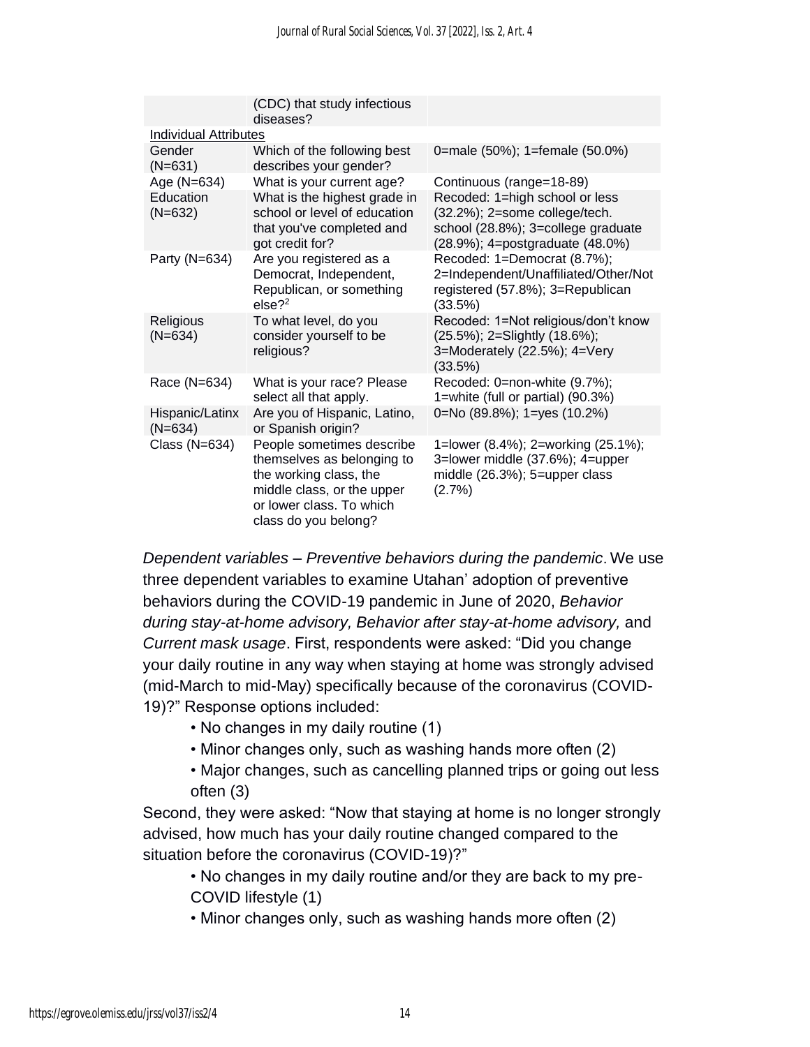| | | |
|---|---|---|
| | (CDC) that study infectious diseases? | |
| Individual Attributes | | |
| Gender (N=631) | Which of the following best describes your gender? | 0=male (50%); 1=female (50.0%) |
| Age (N=634) | What is your current age? | Continuous (range=18-89) |
| Education (N=632) | What is the highest grade in school or level of education that you've completed and got credit for? | Recoded: 1=high school or less (32.2%); 2=some college/tech. school (28.8%); 3=college graduate (28.9%); 4=postgraduate (48.0%) |
| Party (N=634) | Are you registered as a Democrat, Independent, Republican, or something else?[2] | Recoded: 1=Democrat (8.7%); 2=Independent/Unaffiliated/Other/Not registered (57.8%); 3=Republican (33.5%) |
| Religious (N=634) | To what level, do you consider yourself to be religious? | Recoded: 1=Not religious/don't know (25.5%); 2=Slightly (18.6%); 3=Moderately (22.5%); 4=Very (33.5%) |
| Race (N=634) | What is your race? Please select all that apply. | Recoded: 0=non-white (9.7%); 1=white (full or partial) (90.3%) |
| Hispanic/Latinx (N=634) | Are you of Hispanic, Latino, or Spanish origin? | 0=No (89.8%); 1=yes (10.2%) |
| Class (N=634) | People sometimes describe themselves as belonging to the working class, the middle class, or the upper or lower class. To which class do you belong? | 1=lower (8.4%); 2=working (25.1%); 3=lower middle (37.6%); 4=upper middle (26.3%); 5=upper class (2.7%) |

*Dependent variables – Preventive behaviors during the pandemic*. We use three dependent variables to examine Utahan' adoption of preventive behaviors during the COVID-19 pandemic in June of 2020, *Behavior during stay-at-home advisory, Behavior after stay-at-home advisory,* and *Current mask usage*. First, respondents were asked: "Did you change your daily routine in any way when staying at home was strongly advised (mid-March to mid-May) specifically because of the coronavirus (COVID-19)?" Response options included:

- No changes in my daily routine (1)
- Minor changes only, such as washing hands more often (2)
- Major changes, such as cancelling planned trips or going out less often (3)

Second, they were asked: "Now that staying at home is no longer strongly advised, how much has your daily routine changed compared to the situation before the coronavirus (COVID-19)?"

- No changes in my daily routine and/or they are back to my pre-COVID lifestyle (1)
- Minor changes only, such as washing hands more often (2)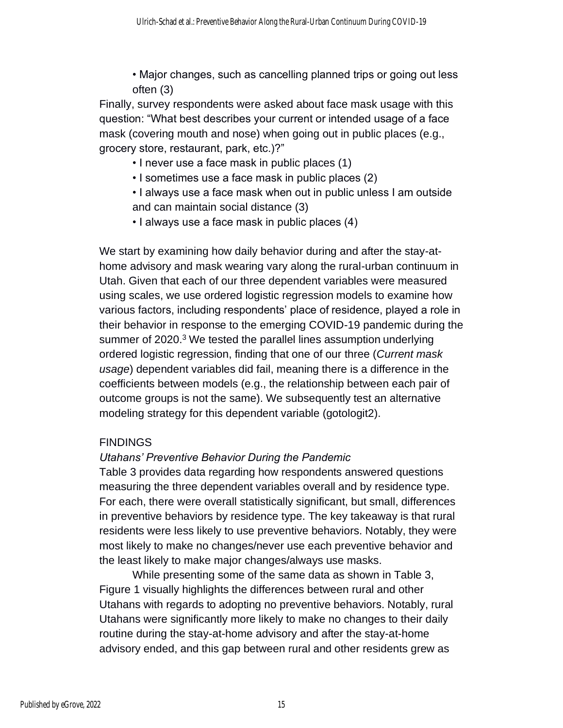- Major changes, such as cancelling planned trips or going out less often (3)

Finally, survey respondents were asked about face mask usage with this question: “What best describes your current or intended usage of a face mask (covering mouth and nose) when going out in public places (e.g., grocery store, restaurant, park, etc.)?”

- I never use a face mask in public places (1)
- I sometimes use a face mask in public places (2)
- I always use a face mask when out in public unless I am outside and can maintain social distance (3)
- I always use a face mask in public places (4)

We start by examining how daily behavior during and after the stay-at-home advisory and mask wearing vary along the rural-urban continuum in Utah. Given that each of our three dependent variables were measured using scales, we use ordered logistic regression models to examine how various factors, including respondents’ place of residence, played a role in their behavior in response to the emerging COVID-19 pandemic during the summer of 2020.[3] We tested the parallel lines assumption underlying ordered logistic regression, finding that one of our three (*Current mask usage*) dependent variables did fail, meaning there is a difference in the coefficients between models (e.g., the relationship between each pair of outcome groups is not the same). We subsequently test an alternative modeling strategy for this dependent variable (gotologit2).

## FINDINGS

### *Utahans’ Preventive Behavior During the Pandemic*

Table 3 provides data regarding how respondents answered questions measuring the three dependent variables overall and by residence type. For each, there were overall statistically significant, but small, differences in preventive behaviors by residence type. The key takeaway is that rural residents were less likely to use preventive behaviors. Notably, they were most likely to make no changes/never use each preventive behavior and the least likely to make major changes/always use masks.

While presenting some of the same data as shown in Table 3, Figure 1 visually highlights the differences between rural and other Utahans with regards to adopting no preventive behaviors. Notably, rural Utahans were significantly more likely to make no changes to their daily routine during the stay-at-home advisory and after the stay-at-home advisory ended, and this gap between rural and other residents grew as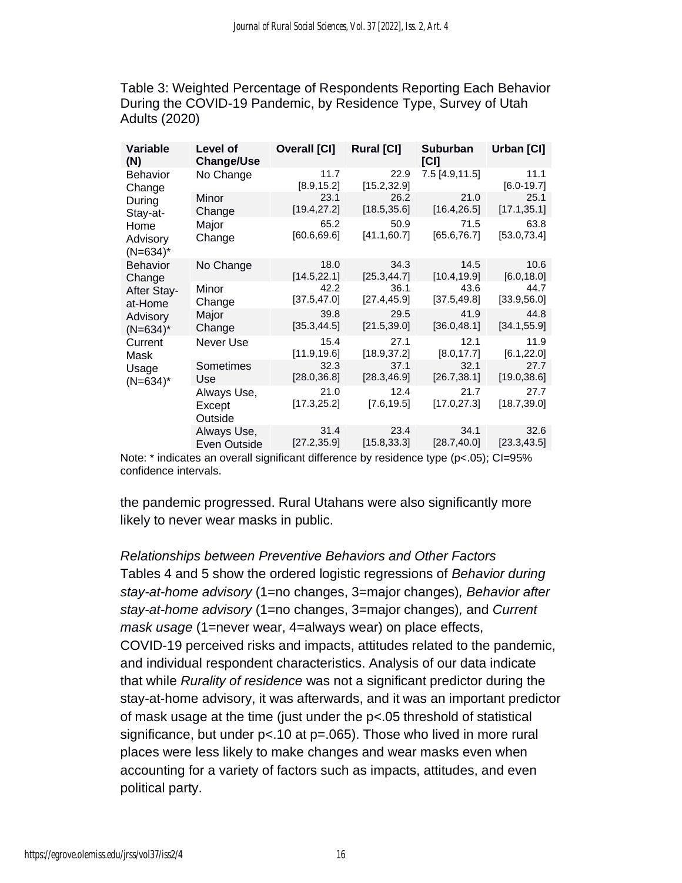Table 3: Weighted Percentage of Respondents Reporting Each Behavior During the COVID-19 Pandemic, by Residence Type, Survey of Utah Adults (2020)

| Variable (N) | Level of Change/Use | Overall [CI] | Rural [CI] | Suburban [CI] | Urban [CI] |
|---|---|---|---|---|---|
| Behavior Change During Stay-at-Home Advisory (N=634)* | No Change | 11.7 [8.9,15.2] | 22.9 [15.2,32.9] | 7.5 [4.9,11.5] | 11.1 [6.0-19.7] |
| | Minor Change | 23.1 [19.4,27.2] | 26.2 [18.5,35.6] | 21.0 [16.4,26.5] | 25.1 [17.1,35.1] |
| | Major Change | 65.2 [60.6,69.6] | 50.9 [41.1,60.7] | 71.5 [65.6,76.7] | 63.8 [53.0,73.4] |
| Behavior Change After Stay-at-Home Advisory (N=634)* | No Change | 18.0 [14.5,22.1] | 34.3 [25.3,44.7] | 14.5 [10.4,19.9] | 10.6 [6.0,18.0] |
| | Minor Change | 42.2 [37.5,47.0] | 36.1 [27.4,45.9] | 43.6 [37.5,49.8] | 44.7 [33.9,56.0] |
| | Major Change | 39.8 [35.3,44.5] | 29.5 [21.5,39.0] | 41.9 [36.0,48.1] | 44.8 [34.1,55.9] |
| Current Mask Usage (N=634)* | Never Use | 15.4 [11.9,19.6] | 27.1 [18.9,37.2] | 12.1 [8.0,17.7] | 11.9 [6.1,22.0] |
| | Sometimes Use | 32.3 [28.0,36.8] | 37.1 [28.3,46.9] | 32.1 [26.7,38.1] | 27.7 [19.0,38.6] |
| | Always Use, Except Outside | 21.0 [17.3,25.2] | 12.4 [7.6,19.5] | 21.7 [17.0,27.3] | 27.7 [18.7,39.0] |
| | Always Use, Even Outside | 31.4 [27.2,35.9] | 23.4 [15.8,33.3] | 34.1 [28.7,40.0] | 32.6 [23.3,43.5] |

Note: * indicates an overall significant difference by residence type (p<.05); CI=95% confidence intervals.

the pandemic progressed. Rural Utahans were also significantly more likely to never wear masks in public.

*Relationships between Preventive Behaviors and Other Factors*

Tables 4 and 5 show the ordered logistic regressions of *Behavior during stay-at-home advisory* (1=no changes, 3=major changes), *Behavior after stay-at-home advisory* (1=no changes, 3=major changes), and *Current mask usage* (1=never wear, 4=always wear) on place effects, COVID-19 perceived risks and impacts, attitudes related to the pandemic, and individual respondent characteristics. Analysis of our data indicate that while *Rurality of residence* was not a significant predictor during the stay-at-home advisory, it was afterwards, and it was an important predictor of mask usage at the time (just under the p<.05 threshold of statistical significance, but under p<.10 at p=.065). Those who lived in more rural places were less likely to make changes and wear masks even when accounting for a variety of factors such as impacts, attitudes, and even political party.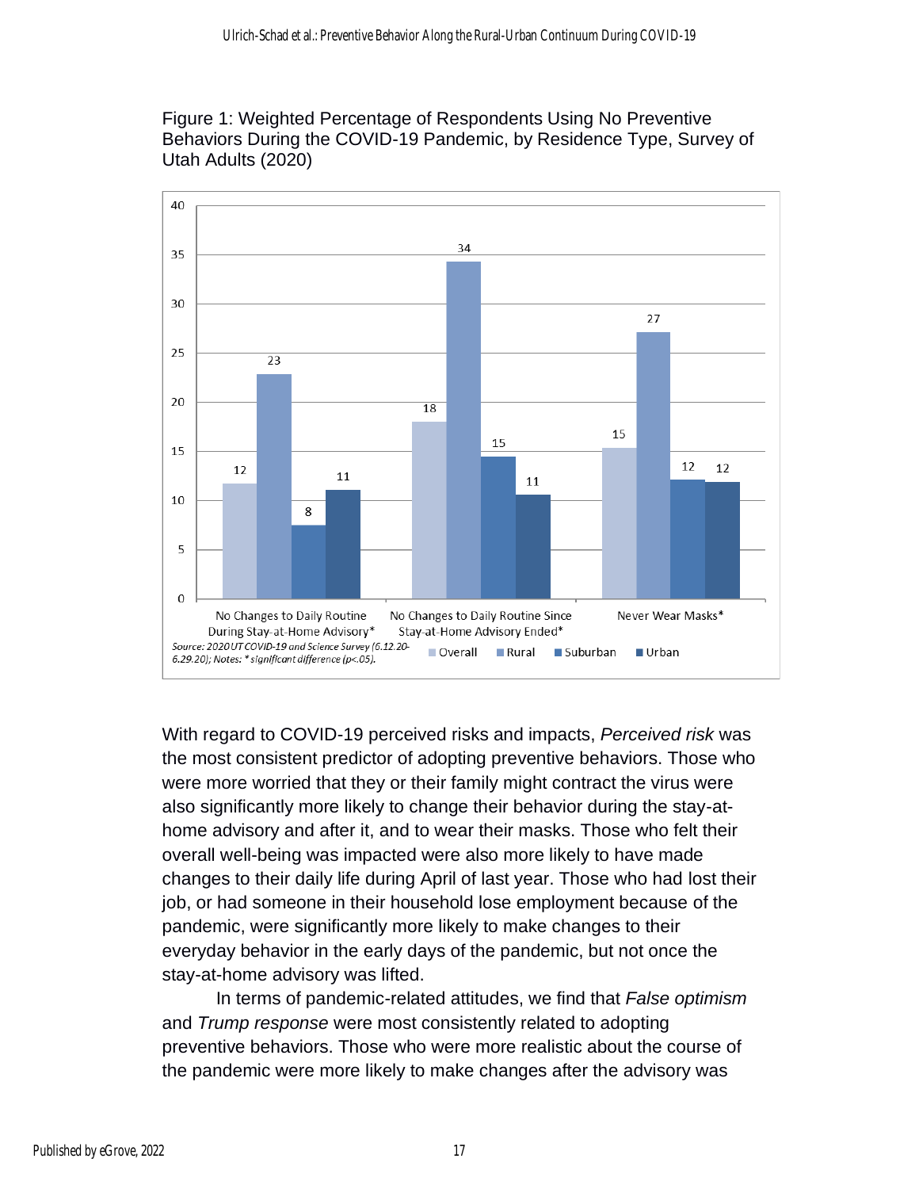Figure 1: Weighted Percentage of Respondents Using No Preventive Behaviors During the COVID-19 Pandemic, by Residence Type, Survey of Utah Adults (2020)

| | Overall | Rural | Suburban | Urban |
|---|---|---|---|---|
| No Changes to Daily Routine During Stay-at-Home Advisory* | 12 | 23 | 8 | 11 |
| No Changes to Daily Routine Since Stay-at-Home Advisory Ended* | 18 | 34 | 15 | 11 |
| Never Wear Masks* | 15 | 27 | 12 | 12 |

*Source: 2020 UT COVID-19 and Science Survey (6.12.20-6.29.20); Notes: * significant difference (p<.05).*

With regard to COVID-19 perceived risks and impacts, *Perceived risk* was the most consistent predictor of adopting preventive behaviors. Those who were more worried that they or their family might contract the virus were also significantly more likely to change their behavior during the stay-at-home advisory and after it, and to wear their masks. Those who felt their overall well-being was impacted were also more likely to have made changes to their daily life during April of last year. Those who had lost their job, or had someone in their household lose employment because of the pandemic, were significantly more likely to make changes to their everyday behavior in the early days of the pandemic, but not once the stay-at-home advisory was lifted.

In terms of pandemic-related attitudes, we find that *False optimism* and *Trump response* were most consistently related to adopting preventive behaviors. Those who were more realistic about the course of the pandemic were more likely to make changes after the advisory was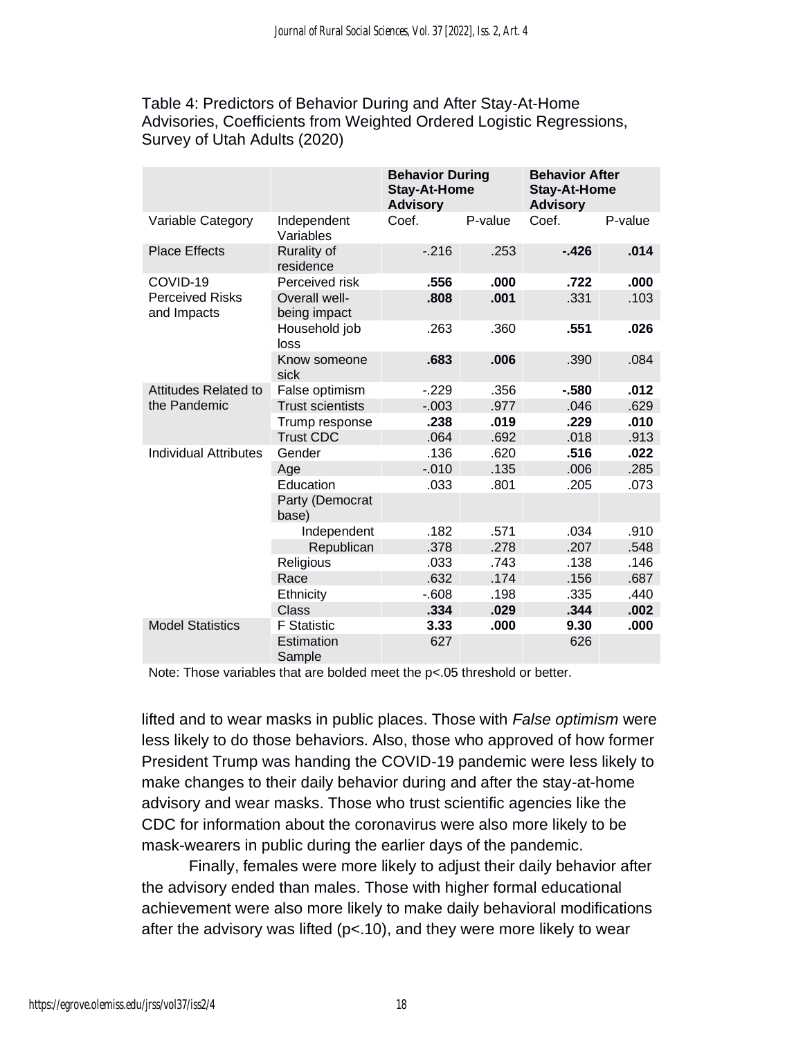Table 4: Predictors of Behavior During and After Stay-At-Home Advisories, Coefficients from Weighted Ordered Logistic Regressions, Survey of Utah Adults (2020)

| | | **Behavior During Stay-At-Home Advisory** | | **Behavior After Stay-At-Home Advisory** | |
|---|---|---|---|---|---|
| Variable Category | Independent Variables | Coef. | P-value | Coef. | P-value |
| Place Effects | Rurality of residence | -.216 | .253 | **-.426** | **.014** |
| COVID-19 Perceived Risks and Impacts | Perceived risk | **.556** | **.000** | **.722** | **.000** |
| | Overall well-being impact | **.808** | **.001** | .331 | .103 |
| | Household job loss | .263 | .360 | **.551** | **.026** |
| | Know someone sick | **.683** | **.006** | .390 | .084 |
| Attitudes Related to the Pandemic | False optimism | -.229 | .356 | **-.580** | **.012** |
| | Trust scientists | -.003 | .977 | .046 | .629 |
| | Trump response | **.238** | **.019** | **.229** | **.010** |
| | Trust CDC | .064 | .692 | .018 | .913 |
| Individual Attributes | Gender | .136 | .620 | **.516** | **.022** |
| | Age | -.010 | .135 | .006 | .285 |
| | Education | .033 | .801 | .205 | .073 |
| | Party (Democrat base) | | | | |
| | Independent | .182 | .571 | .034 | .910 |
| | Republican | .378 | .278 | .207 | .548 |
| | Religious | .033 | .743 | .138 | .146 |
| | Race | .632 | .174 | .156 | .687 |
| | Ethnicity | -.608 | .198 | .335 | .440 |
| | Class | **.334** | **.029** | **.344** | **.002** |
| Model Statistics | F Statistic | **3.33** | **.000** | **9.30** | **.000** |
| | Estimation Sample | 627 | | 626 | |

Note: Those variables that are bolded meet the $p<.05$ threshold or better.

lifted and to wear masks in public places. Those with *False optimism* were less likely to do those behaviors. Also, those who approved of how former President Trump was handing the COVID-19 pandemic were less likely to make changes to their daily behavior during and after the stay-at-home advisory and wear masks. Those who trust scientific agencies like the CDC for information about the coronavirus were also more likely to be mask-wearers in public during the earlier days of the pandemic.

Finally, females were more likely to adjust their daily behavior after the advisory ended than males. Those with higher formal educational achievement were also more likely to make daily behavioral modifications after the advisory was lifted ($p<.10$), and they were more likely to wear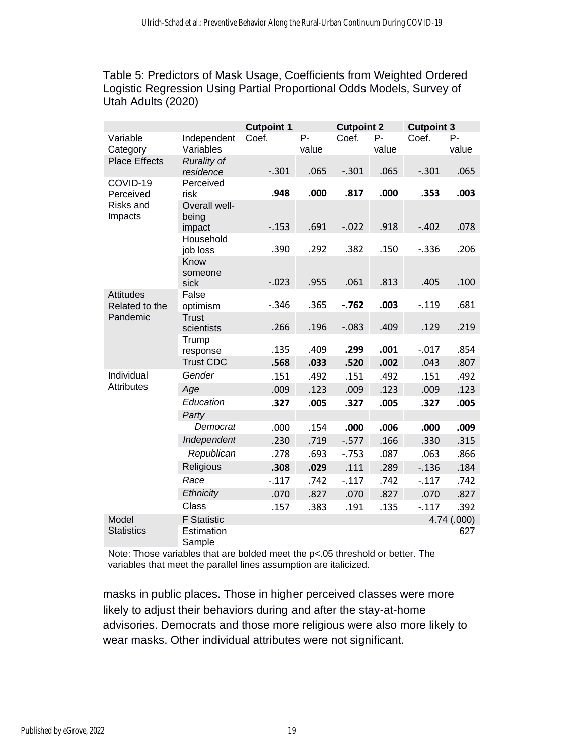Table 5: Predictors of Mask Usage, Coefficients from Weighted Ordered Logistic Regression Using Partial Proportional Odds Models, Survey of Utah Adults (2020)

| | | Cutpoint 1 | | Cutpoint 2 | | Cutpoint 3 | |
|---|---|---|---|---|---|---|---|
| Variable Category | Independent Variables | Coef. | P-value | Coef. | P-value | Coef. | P-value |
| Place Effects | *Rurality of residence* | -.301 | .065 | -.301 | .065 | -.301 | .065 |
| COVID-19 Perceived Risks and Impacts | Perceived risk | **.948** | **.000** | **.817** | **.000** | **.353** | **.003** |
| | Overall well-being impact | -.153 | .691 | -.022 | .918 | -.402 | .078 |
| | Household job loss | .390 | .292 | .382 | .150 | -.336 | .206 |
| | Know someone sick | -.023 | .955 | .061 | .813 | .405 | .100 |
| Attitudes Related to the Pandemic | False optimism | -.346 | .365 | **-.762** | **.003** | -.119 | .681 |
| | Trust scientists | .266 | .196 | -.083 | .409 | .129 | .219 |
| | Trump response | .135 | .409 | **.299** | **.001** | -.017 | .854 |
| | Trust CDC | **.568** | **.033** | **.520** | **.002** | .043 | .807 |
| Individual Attributes | *Gender* | .151 | .492 | .151 | .492 | .151 | .492 |
| | *Age* | .009 | .123 | .009 | .123 | .009 | .123 |
| | *Education* | **.327** | **.005** | **.327** | **.005** | **.327** | **.005** |
| | *Party* | | | | | | |
| | *Democrat* | .000 | .154 | **.000** | **.006** | **.000** | **.009** |
| | *Independent* | .230 | .719 | -.577 | .166 | .330 | .315 |
| | *Republican* | .278 | .693 | -.753 | .087 | .063 | .866 |
| | Religious | **.308** | **.029** | .111 | .289 | -.136 | .184 |
| | *Race* | -.117 | .742 | -.117 | .742 | -.117 | .742 |
| | *Ethnicity* | .070 | .827 | .070 | .827 | .070 | .827 |
| | Class | .157 | .383 | .191 | .135 | -.117 | .392 |
| Model Statistics | F Statistic | | | | | | 4.74 (.000) |
| | Estimation Sample | | | | | | 627 |

Note: Those variables that are bolded meet the p<.05 threshold or better. The variables that meet the parallel lines assumption are italicized.

masks in public places. Those in higher perceived classes were more likely to adjust their behaviors during and after the stay-at-home advisories. Democrats and those more religious were also more likely to wear masks. Other individual attributes were not significant.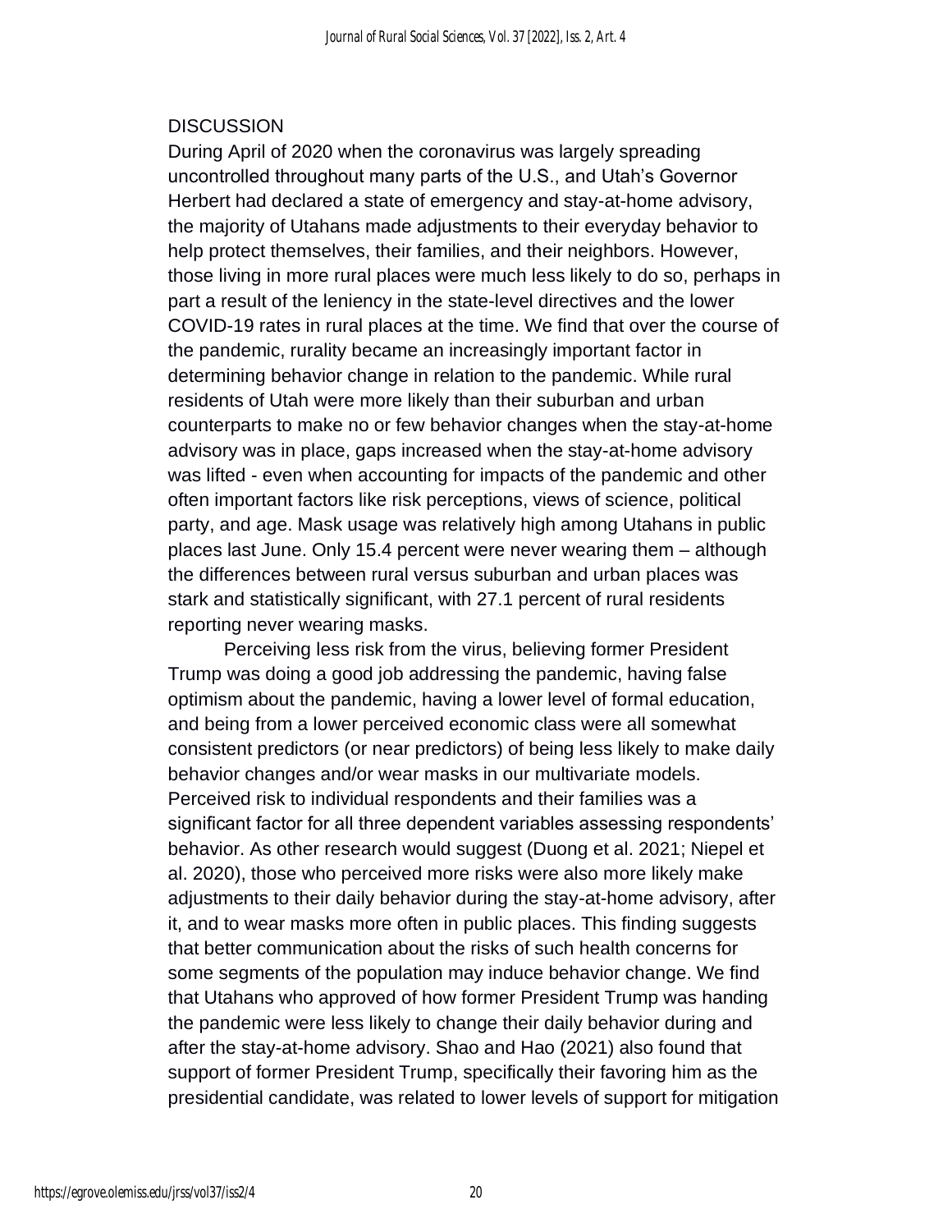## DISCUSSION

During April of 2020 when the coronavirus was largely spreading uncontrolled throughout many parts of the U.S., and Utah's Governor Herbert had declared a state of emergency and stay-at-home advisory, the majority of Utahans made adjustments to their everyday behavior to help protect themselves, their families, and their neighbors. However, those living in more rural places were much less likely to do so, perhaps in part a result of the leniency in the state-level directives and the lower COVID-19 rates in rural places at the time. We find that over the course of the pandemic, rurality became an increasingly important factor in determining behavior change in relation to the pandemic. While rural residents of Utah were more likely than their suburban and urban counterparts to make no or few behavior changes when the stay-at-home advisory was in place, gaps increased when the stay-at-home advisory was lifted - even when accounting for impacts of the pandemic and other often important factors like risk perceptions, views of science, political party, and age. Mask usage was relatively high among Utahans in public places last June. Only 15.4 percent were never wearing them – although the differences between rural versus suburban and urban places was stark and statistically significant, with 27.1 percent of rural residents reporting never wearing masks.

Perceiving less risk from the virus, believing former President Trump was doing a good job addressing the pandemic, having false optimism about the pandemic, having a lower level of formal education, and being from a lower perceived economic class were all somewhat consistent predictors (or near predictors) of being less likely to make daily behavior changes and/or wear masks in our multivariate models. Perceived risk to individual respondents and their families was a significant factor for all three dependent variables assessing respondents' behavior. As other research would suggest (Duong et al. 2021; Niepel et al. 2020), those who perceived more risks were also more likely make adjustments to their daily behavior during the stay-at-home advisory, after it, and to wear masks more often in public places. This finding suggests that better communication about the risks of such health concerns for some segments of the population may induce behavior change. We find that Utahans who approved of how former President Trump was handing the pandemic were less likely to change their daily behavior during and after the stay-at-home advisory. Shao and Hao (2021) also found that support of former President Trump, specifically their favoring him as the presidential candidate, was related to lower levels of support for mitigation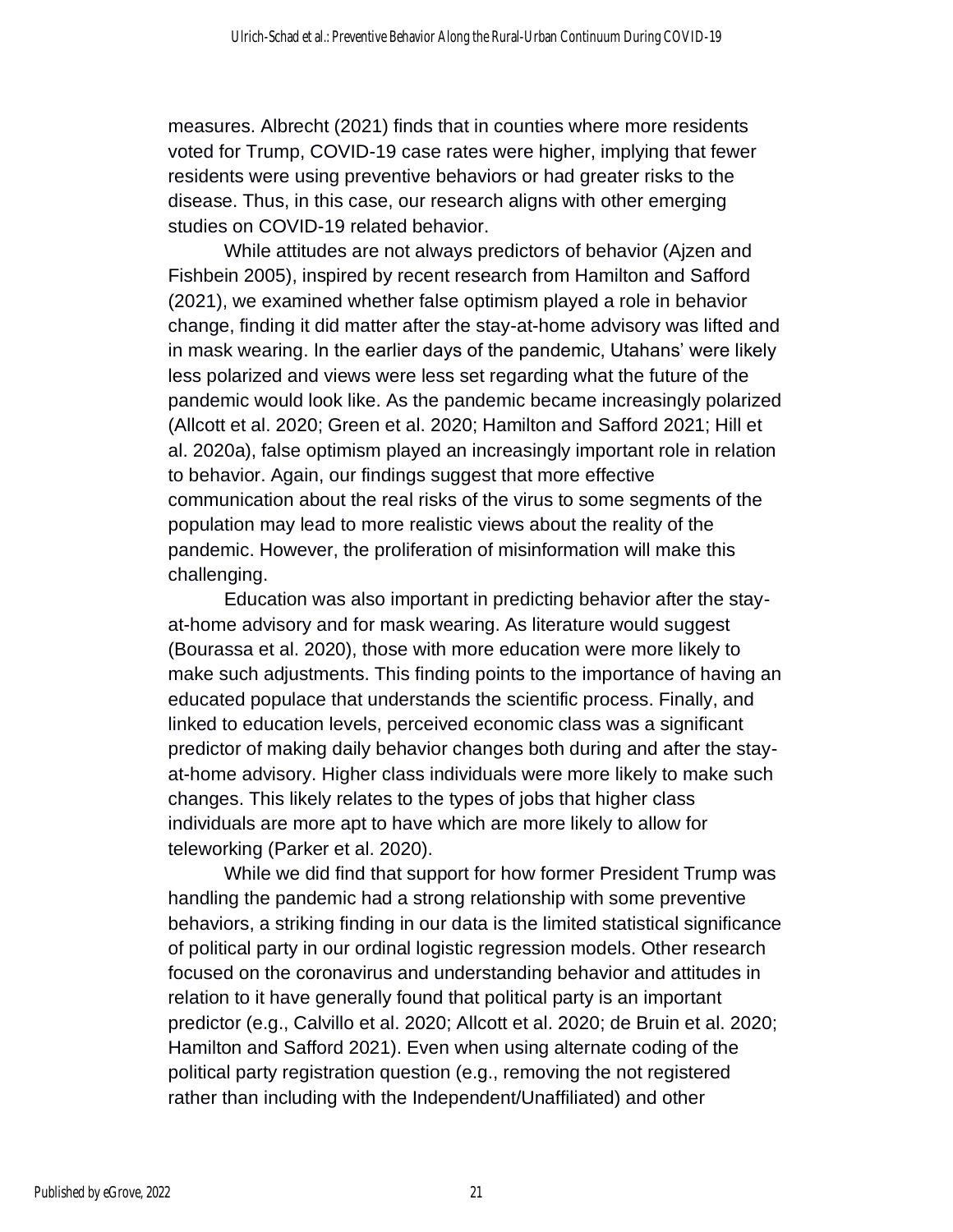measures. Albrecht (2021) finds that in counties where more residents voted for Trump, COVID-19 case rates were higher, implying that fewer residents were using preventive behaviors or had greater risks to the disease. Thus, in this case, our research aligns with other emerging studies on COVID-19 related behavior.

While attitudes are not always predictors of behavior (Ajzen and Fishbein 2005), inspired by recent research from Hamilton and Safford (2021), we examined whether false optimism played a role in behavior change, finding it did matter after the stay-at-home advisory was lifted and in mask wearing. In the earlier days of the pandemic, Utahans' were likely less polarized and views were less set regarding what the future of the pandemic would look like. As the pandemic became increasingly polarized (Allcott et al. 2020; Green et al. 2020; Hamilton and Safford 2021; Hill et al. 2020a), false optimism played an increasingly important role in relation to behavior. Again, our findings suggest that more effective communication about the real risks of the virus to some segments of the population may lead to more realistic views about the reality of the pandemic. However, the proliferation of misinformation will make this challenging.

Education was also important in predicting behavior after the stay-at-home advisory and for mask wearing. As literature would suggest (Bourassa et al. 2020), those with more education were more likely to make such adjustments. This finding points to the importance of having an educated populace that understands the scientific process. Finally, and linked to education levels, perceived economic class was a significant predictor of making daily behavior changes both during and after the stay-at-home advisory. Higher class individuals were more likely to make such changes. This likely relates to the types of jobs that higher class individuals are more apt to have which are more likely to allow for teleworking (Parker et al. 2020).

While we did find that support for how former President Trump was handling the pandemic had a strong relationship with some preventive behaviors, a striking finding in our data is the limited statistical significance of political party in our ordinal logistic regression models. Other research focused on the coronavirus and understanding behavior and attitudes in relation to it have generally found that political party is an important predictor (e.g., Calvillo et al. 2020; Allcott et al. 2020; de Bruin et al. 2020; Hamilton and Safford 2021). Even when using alternate coding of the political party registration question (e.g., removing the not registered rather than including with the Independent/Unaffiliated) and other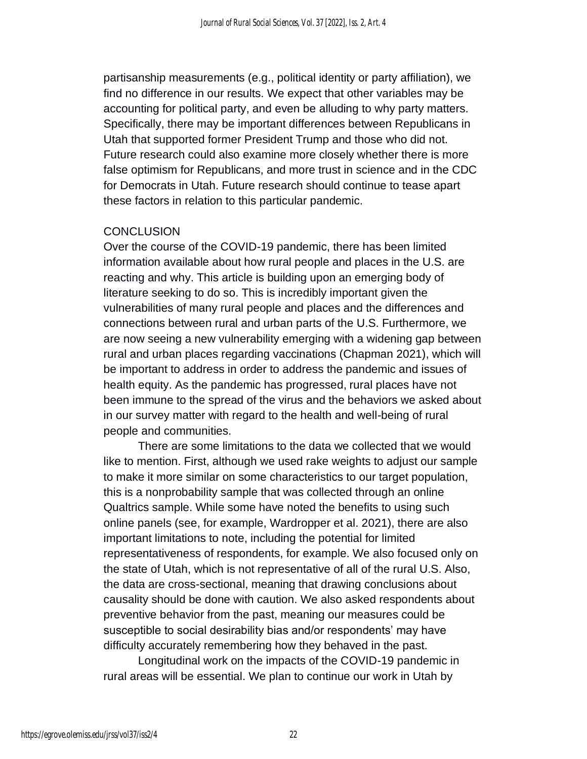partisanship measurements (e.g., political identity or party affiliation), we find no difference in our results. We expect that other variables may be accounting for political party, and even be alluding to why party matters. Specifically, there may be important differences between Republicans in Utah that supported former President Trump and those who did not. Future research could also examine more closely whether there is more false optimism for Republicans, and more trust in science and in the CDC for Democrats in Utah. Future research should continue to tease apart these factors in relation to this particular pandemic.

## CONCLUSION

Over the course of the COVID-19 pandemic, there has been limited information available about how rural people and places in the U.S. are reacting and why. This article is building upon an emerging body of literature seeking to do so. This is incredibly important given the vulnerabilities of many rural people and places and the differences and connections between rural and urban parts of the U.S. Furthermore, we are now seeing a new vulnerability emerging with a widening gap between rural and urban places regarding vaccinations (Chapman 2021), which will be important to address in order to address the pandemic and issues of health equity. As the pandemic has progressed, rural places have not been immune to the spread of the virus and the behaviors we asked about in our survey matter with regard to the health and well-being of rural people and communities.

There are some limitations to the data we collected that we would like to mention. First, although we used rake weights to adjust our sample to make it more similar on some characteristics to our target population, this is a nonprobability sample that was collected through an online Qualtrics sample. While some have noted the benefits to using such online panels (see, for example, Wardropper et al. 2021), there are also important limitations to note, including the potential for limited representativeness of respondents, for example. We also focused only on the state of Utah, which is not representative of all of the rural U.S. Also, the data are cross-sectional, meaning that drawing conclusions about causality should be done with caution. We also asked respondents about preventive behavior from the past, meaning our measures could be susceptible to social desirability bias and/or respondents' may have difficulty accurately remembering how they behaved in the past.

Longitudinal work on the impacts of the COVID-19 pandemic in rural areas will be essential. We plan to continue our work in Utah by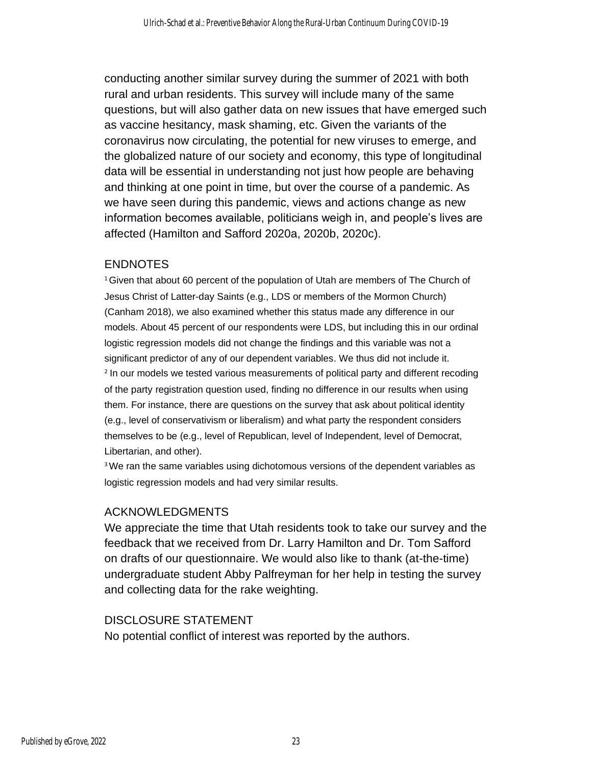conducting another similar survey during the summer of 2021 with both rural and urban residents. This survey will include many of the same questions, but will also gather data on new issues that have emerged such as vaccine hesitancy, mask shaming, etc. Given the variants of the coronavirus now circulating, the potential for new viruses to emerge, and the globalized nature of our society and economy, this type of longitudinal data will be essential in understanding not just how people are behaving and thinking at one point in time, but over the course of a pandemic. As we have seen during this pandemic, views and actions change as new information becomes available, politicians weigh in, and people's lives are affected (Hamilton and Safford 2020a, 2020b, 2020c).

## ENDNOTES

[1] Given that about 60 percent of the population of Utah are members of The Church of Jesus Christ of Latter-day Saints (e.g., LDS or members of the Mormon Church) (Canham 2018), we also examined whether this status made any difference in our models. About 45 percent of our respondents were LDS, but including this in our ordinal logistic regression models did not change the findings and this variable was not a significant predictor of any of our dependent variables. We thus did not include it.

[2] In our models we tested various measurements of political party and different recoding of the party registration question used, finding no difference in our results when using them. For instance, there are questions on the survey that ask about political identity (e.g., level of conservativism or liberalism) and what party the respondent considers themselves to be (e.g., level of Republican, level of Independent, level of Democrat, Libertarian, and other).

[3] We ran the same variables using dichotomous versions of the dependent variables as logistic regression models and had very similar results.

## ACKNOWLEDGMENTS

We appreciate the time that Utah residents took to take our survey and the feedback that we received from Dr. Larry Hamilton and Dr. Tom Safford on drafts of our questionnaire. We would also like to thank (at-the-time) undergraduate student Abby Palfreyman for her help in testing the survey and collecting data for the rake weighting.

## DISCLOSURE STATEMENT

No potential conflict of interest was reported by the authors.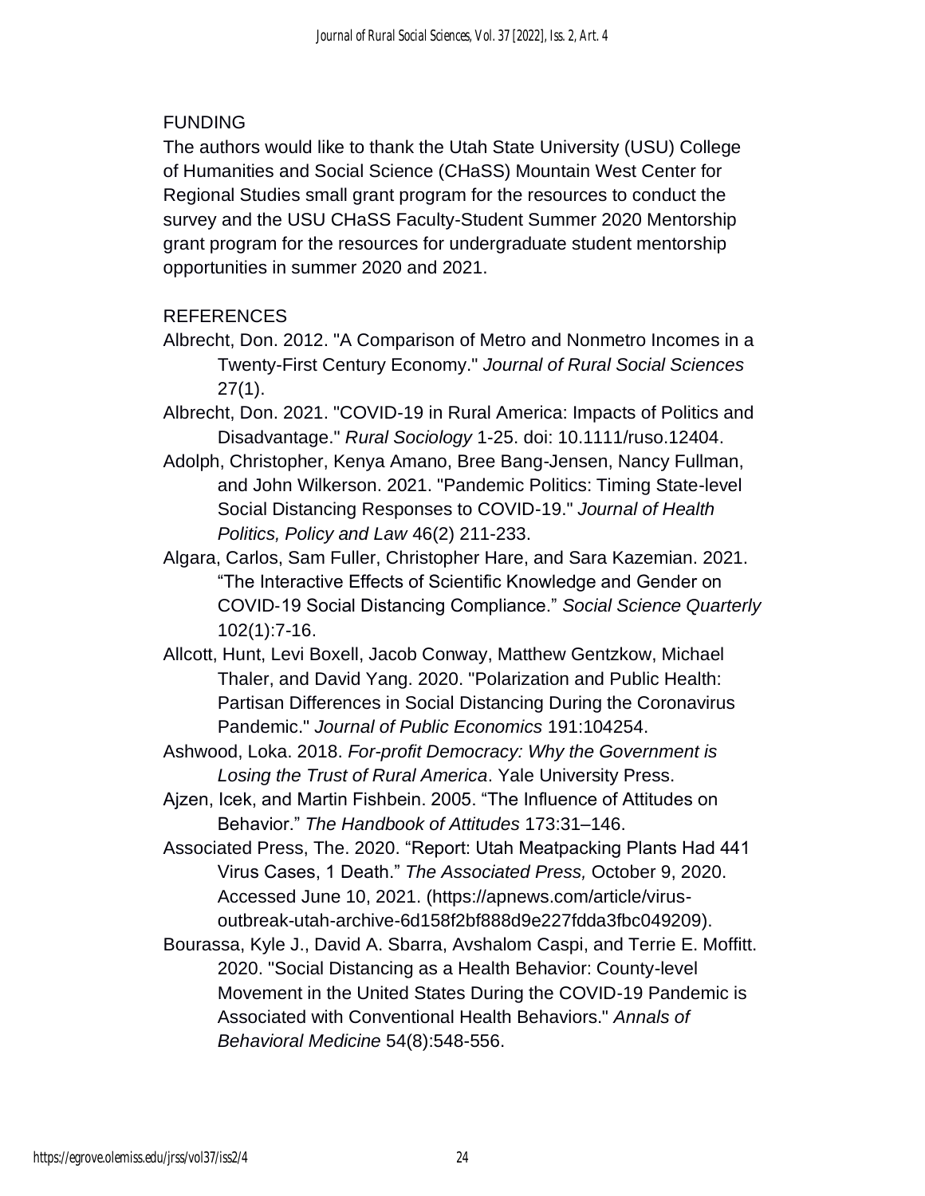## FUNDING

The authors would like to thank the Utah State University (USU) College of Humanities and Social Science (CHaSS) Mountain West Center for Regional Studies small grant program for the resources to conduct the survey and the USU CHaSS Faculty-Student Summer 2020 Mentorship grant program for the resources for undergraduate student mentorship opportunities in summer 2020 and 2021.

## REFERENCES

Albrecht, Don. 2012. "A Comparison of Metro and Nonmetro Incomes in a Twenty-First Century Economy." *Journal of Rural Social Sciences* 27(1).

Albrecht, Don. 2021. "COVID-19 in Rural America: Impacts of Politics and Disadvantage." *Rural Sociology* 1-25. doi: 10.1111/ruso.12404.

Adolph, Christopher, Kenya Amano, Bree Bang-Jensen, Nancy Fullman, and John Wilkerson. 2021. "Pandemic Politics: Timing State-level Social Distancing Responses to COVID-19." *Journal of Health Politics, Policy and Law* 46(2) 211-233.

Algara, Carlos, Sam Fuller, Christopher Hare, and Sara Kazemian. 2021. "The Interactive Effects of Scientific Knowledge and Gender on COVID-19 Social Distancing Compliance." *Social Science Quarterly* 102(1):7-16.

Allcott, Hunt, Levi Boxell, Jacob Conway, Matthew Gentzkow, Michael Thaler, and David Yang. 2020. "Polarization and Public Health: Partisan Differences in Social Distancing During the Coronavirus Pandemic." *Journal of Public Economics* 191:104254.

Ashwood, Loka. 2018. *For-profit Democracy: Why the Government is Losing the Trust of Rural America*. Yale University Press.

Ajzen, Icek, and Martin Fishbein. 2005. "The Influence of Attitudes on Behavior." *The Handbook of Attitudes* 173:31–146.

Associated Press, The. 2020. "Report: Utah Meatpacking Plants Had 441 Virus Cases, 1 Death." *The Associated Press,* October 9, 2020. Accessed June 10, 2021. (https://apnews.com/article/virus-outbreak-utah-archive-6d158f2bf888d9e227fdda3fbc049209).

Bourassa, Kyle J., David A. Sbarra, Avshalom Caspi, and Terrie E. Moffitt. 2020. "Social Distancing as a Health Behavior: County-level Movement in the United States During the COVID-19 Pandemic is Associated with Conventional Health Behaviors." *Annals of Behavioral Medicine* 54(8):548-556.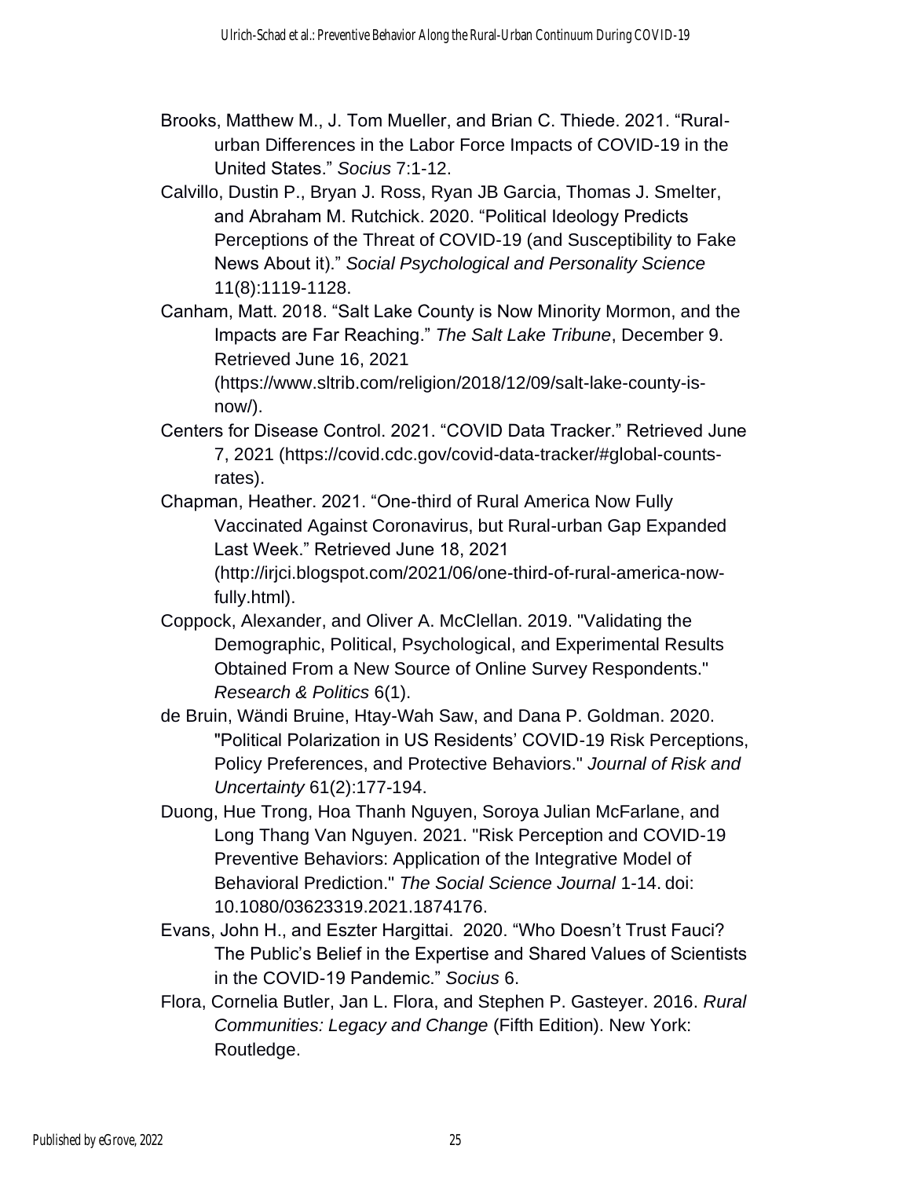Brooks, Matthew M., J. Tom Mueller, and Brian C. Thiede. 2021. "Rural-urban Differences in the Labor Force Impacts of COVID-19 in the United States." *Socius* 7:1-12.

Calvillo, Dustin P., Bryan J. Ross, Ryan JB Garcia, Thomas J. Smelter, and Abraham M. Rutchick. 2020. "Political Ideology Predicts Perceptions of the Threat of COVID-19 (and Susceptibility to Fake News About it)." *Social Psychological and Personality Science* 11(8):1119-1128.

Canham, Matt. 2018. "Salt Lake County is Now Minority Mormon, and the Impacts are Far Reaching." *The Salt Lake Tribune*, December 9. Retrieved June 16, 2021 (https://www.sltrib.com/religion/2018/12/09/salt-lake-county-is-now/).

Centers for Disease Control. 2021. "COVID Data Tracker." Retrieved June 7, 2021 (https://covid.cdc.gov/covid-data-tracker/#global-counts-rates).

Chapman, Heather. 2021. "One-third of Rural America Now Fully Vaccinated Against Coronavirus, but Rural-urban Gap Expanded Last Week." Retrieved June 18, 2021 (http://irjci.blogspot.com/2021/06/one-third-of-rural-america-now-fully.html).

Coppock, Alexander, and Oliver A. McClellan. 2019. "Validating the Demographic, Political, Psychological, and Experimental Results Obtained From a New Source of Online Survey Respondents." *Research & Politics* 6(1).

de Bruin, Wändi Bruine, Htay-Wah Saw, and Dana P. Goldman. 2020. "Political Polarization in US Residents' COVID-19 Risk Perceptions, Policy Preferences, and Protective Behaviors." *Journal of Risk and Uncertainty* 61(2):177-194.

Duong, Hue Trong, Hoa Thanh Nguyen, Soroya Julian McFarlane, and Long Thang Van Nguyen. 2021. "Risk Perception and COVID-19 Preventive Behaviors: Application of the Integrative Model of Behavioral Prediction." *The Social Science Journal* 1-14. doi: 10.1080/03623319.2021.1874176.

Evans, John H., and Eszter Hargittai. 2020. "Who Doesn't Trust Fauci? The Public's Belief in the Expertise and Shared Values of Scientists in the COVID-19 Pandemic." *Socius* 6.

Flora, Cornelia Butler, Jan L. Flora, and Stephen P. Gasteyer. 2016. *Rural Communities: Legacy and Change* (Fifth Edition). New York: Routledge.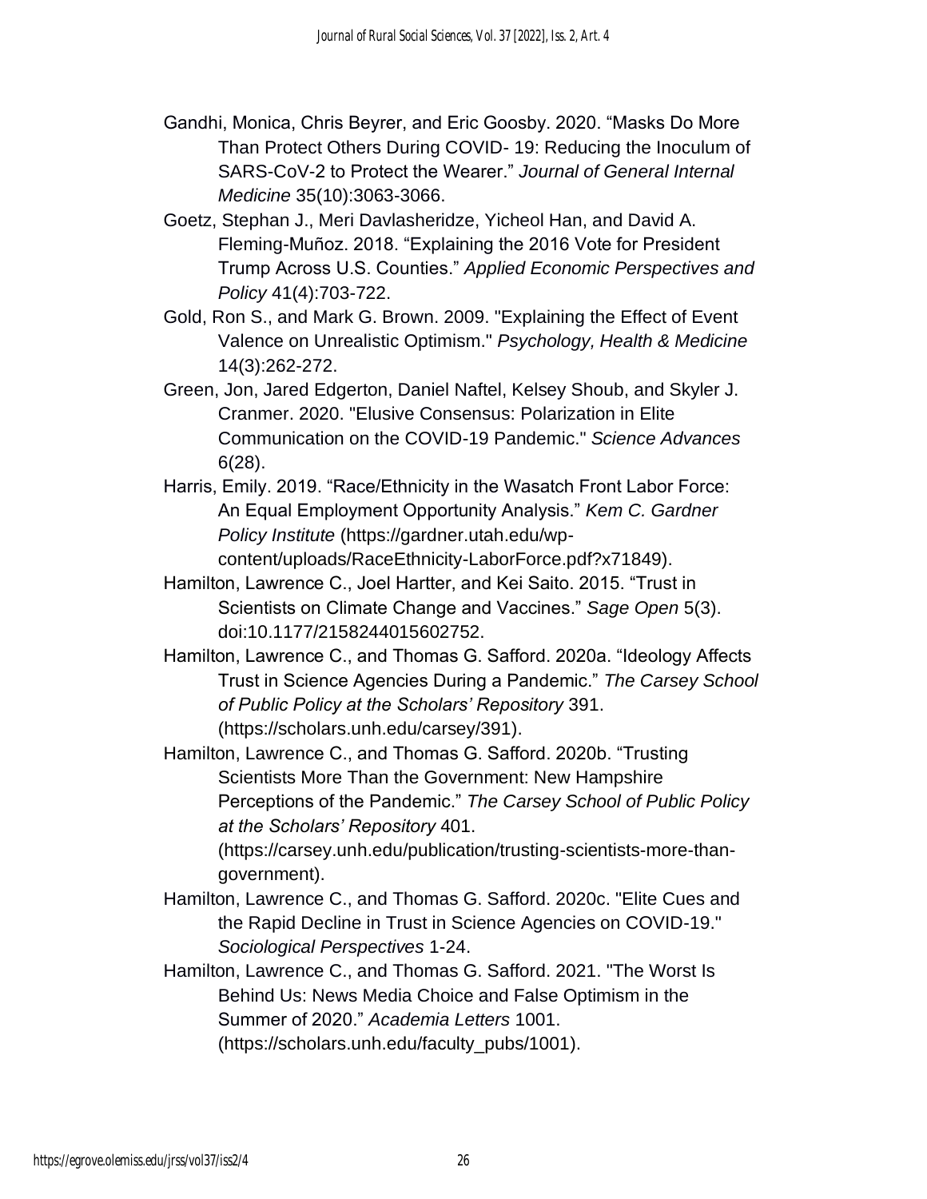Gandhi, Monica, Chris Beyrer, and Eric Goosby. 2020. “Masks Do More Than Protect Others During COVID- 19: Reducing the Inoculum of SARS-CoV-2 to Protect the Wearer.” *Journal of General Internal Medicine* 35(10):3063-3066.

Goetz, Stephan J., Meri Davlasheridze, Yicheol Han, and David A. Fleming-Muñoz. 2018. “Explaining the 2016 Vote for President Trump Across U.S. Counties.” *Applied Economic Perspectives and Policy* 41(4):703-722.

Gold, Ron S., and Mark G. Brown. 2009. "Explaining the Effect of Event Valence on Unrealistic Optimism." *Psychology, Health & Medicine* 14(3):262-272.

Green, Jon, Jared Edgerton, Daniel Naftel, Kelsey Shoub, and Skyler J. Cranmer. 2020. "Elusive Consensus: Polarization in Elite Communication on the COVID-19 Pandemic." *Science Advances* 6(28).

Harris, Emily. 2019. “Race/Ethnicity in the Wasatch Front Labor Force: An Equal Employment Opportunity Analysis.” *Kem C. Gardner Policy Institute* (https://gardner.utah.edu/wp-content/uploads/RaceEthnicity-LaborForce.pdf?x71849).

Hamilton, Lawrence C., Joel Hartter, and Kei Saito. 2015. “Trust in Scientists on Climate Change and Vaccines.” *Sage Open* 5(3). doi:10.1177/2158244015602752.

Hamilton, Lawrence C., and Thomas G. Safford. 2020a. “Ideology Affects Trust in Science Agencies During a Pandemic.” *The Carsey School of Public Policy at the Scholars’ Repository* 391. (https://scholars.unh.edu/carsey/391).

Hamilton, Lawrence C., and Thomas G. Safford. 2020b. “Trusting Scientists More Than the Government: New Hampshire Perceptions of the Pandemic.” *The Carsey School of Public Policy at the Scholars’ Repository* 401. (https://carsey.unh.edu/publication/trusting-scientists-more-than-government).

Hamilton, Lawrence C., and Thomas G. Safford. 2020c. "Elite Cues and the Rapid Decline in Trust in Science Agencies on COVID-19." *Sociological Perspectives* 1-24.

Hamilton, Lawrence C., and Thomas G. Safford. 2021. "The Worst Is Behind Us: News Media Choice and False Optimism in the Summer of 2020.” *Academia Letters* 1001. (https://scholars.unh.edu/faculty_pubs/1001).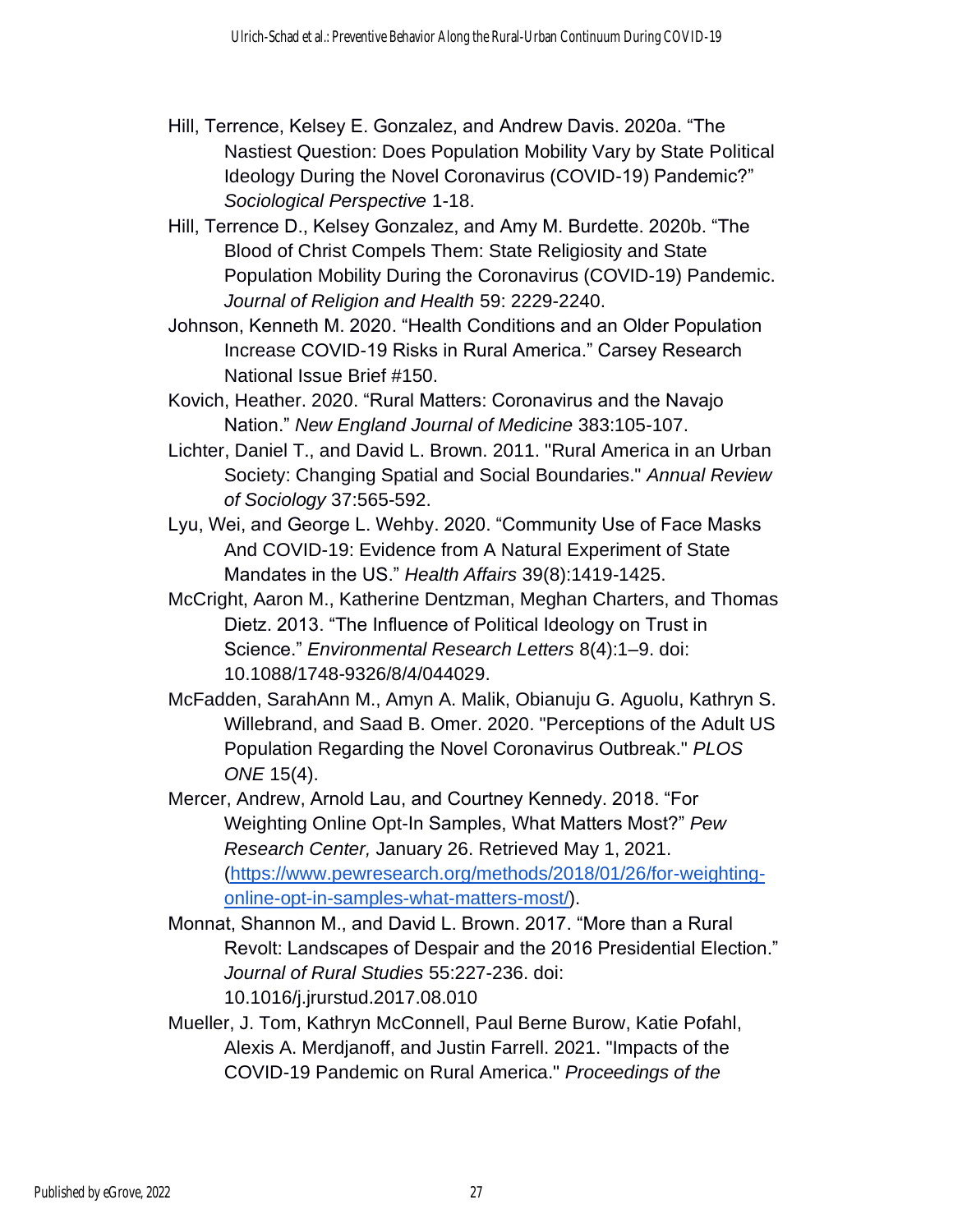Hill, Terrence, Kelsey E. Gonzalez, and Andrew Davis. 2020a. "The Nastiest Question: Does Population Mobility Vary by State Political Ideology During the Novel Coronavirus (COVID-19) Pandemic?" *Sociological Perspective* 1-18.

Hill, Terrence D., Kelsey Gonzalez, and Amy M. Burdette. 2020b. "The Blood of Christ Compels Them: State Religiosity and State Population Mobility During the Coronavirus (COVID-19) Pandemic. *Journal of Religion and Health* 59: 2229-2240.

Johnson, Kenneth M. 2020. "Health Conditions and an Older Population Increase COVID-19 Risks in Rural America." Carsey Research National Issue Brief #150.

Kovich, Heather. 2020. "Rural Matters: Coronavirus and the Navajo Nation." *New England Journal of Medicine* 383:105-107.

Lichter, Daniel T., and David L. Brown. 2011. "Rural America in an Urban Society: Changing Spatial and Social Boundaries." *Annual Review of Sociology* 37:565-592.

Lyu, Wei, and George L. Wehby. 2020. "Community Use of Face Masks And COVID-19: Evidence from A Natural Experiment of State Mandates in the US." *Health Affairs* 39(8):1419-1425.

McCright, Aaron M., Katherine Dentzman, Meghan Charters, and Thomas Dietz. 2013. "The Influence of Political Ideology on Trust in Science." *Environmental Research Letters* 8(4):1–9. doi: 10.1088/1748-9326/8/4/044029.

McFadden, SarahAnn M., Amyn A. Malik, Obianuju G. Aguolu, Kathryn S. Willebrand, and Saad B. Omer. 2020. "Perceptions of the Adult US Population Regarding the Novel Coronavirus Outbreak." *PLOS ONE* 15(4).

Mercer, Andrew, Arnold Lau, and Courtney Kennedy. 2018. "For Weighting Online Opt-In Samples, What Matters Most?" *Pew Research Center,* January 26. Retrieved May 1, 2021. (https://www.pewresearch.org/methods/2018/01/26/for-weighting-online-opt-in-samples-what-matters-most/).

Monnat, Shannon M., and David L. Brown. 2017. "More than a Rural Revolt: Landscapes of Despair and the 2016 Presidential Election." *Journal of Rural Studies* 55:227-236. doi: 10.1016/j.jrurstud.2017.08.010

Mueller, J. Tom, Kathryn McConnell, Paul Berne Burow, Katie Pofahl, Alexis A. Merdjanoff, and Justin Farrell. 2021. "Impacts of the COVID-19 Pandemic on Rural America." *Proceedings of the*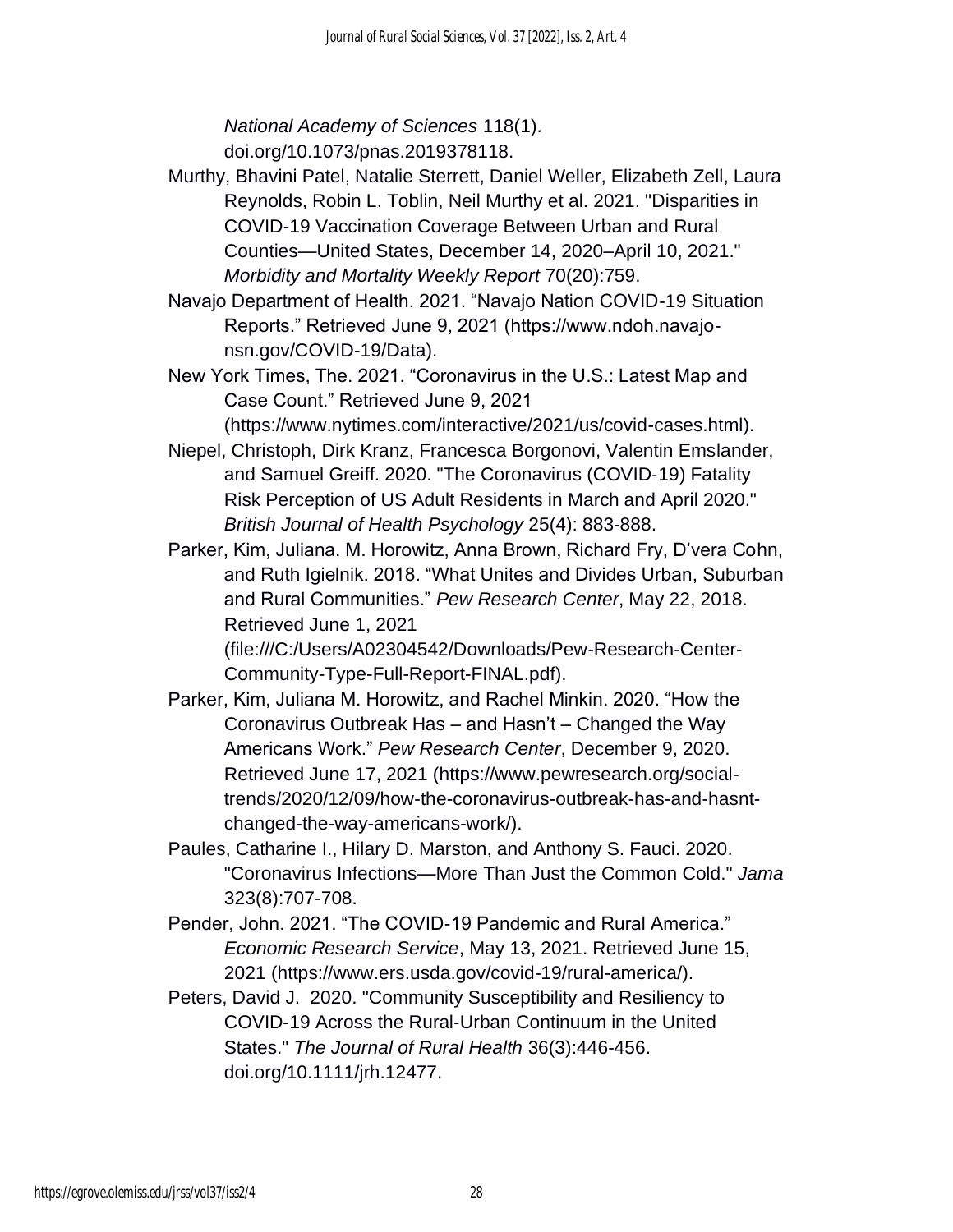*National Academy of Sciences* 118(1). doi.org/10.1073/pnas.2019378118.

Murthy, Bhavini Patel, Natalie Sterrett, Daniel Weller, Elizabeth Zell, Laura Reynolds, Robin L. Toblin, Neil Murthy et al. 2021. "Disparities in COVID-19 Vaccination Coverage Between Urban and Rural Counties—United States, December 14, 2020–April 10, 2021." *Morbidity and Mortality Weekly Report* 70(20):759.

Navajo Department of Health. 2021. "Navajo Nation COVID-19 Situation Reports." Retrieved June 9, 2021 (https://www.ndoh.navajo-nsn.gov/COVID-19/Data).

New York Times, The. 2021. "Coronavirus in the U.S.: Latest Map and Case Count." Retrieved June 9, 2021 (https://www.nytimes.com/interactive/2021/us/covid-cases.html).

Niepel, Christoph, Dirk Kranz, Francesca Borgonovi, Valentin Emslander, and Samuel Greiff. 2020. "The Coronavirus (COVID-19) Fatality Risk Perception of US Adult Residents in March and April 2020." *British Journal of Health Psychology* 25(4): 883-888.

Parker, Kim, Juliana. M. Horowitz, Anna Brown, Richard Fry, D'vera Cohn, and Ruth Igielnik. 2018. "What Unites and Divides Urban, Suburban and Rural Communities." *Pew Research Center*, May 22, 2018. Retrieved June 1, 2021 (file:///C:/Users/A02304542/Downloads/Pew-Research-Center-Community-Type-Full-Report-FINAL.pdf).

Parker, Kim, Juliana M. Horowitz, and Rachel Minkin. 2020. "How the Coronavirus Outbreak Has – and Hasn't – Changed the Way Americans Work." *Pew Research Center*, December 9, 2020. Retrieved June 17, 2021 (https://www.pewresearch.org/social-trends/2020/12/09/how-the-coronavirus-outbreak-has-and-hasnt-changed-the-way-americans-work/).

Paules, Catharine I., Hilary D. Marston, and Anthony S. Fauci. 2020. "Coronavirus Infections—More Than Just the Common Cold." *Jama* 323(8):707-708.

Pender, John. 2021. "The COVID-19 Pandemic and Rural America." *Economic Research Service*, May 13, 2021. Retrieved June 15, 2021 (https://www.ers.usda.gov/covid-19/rural-america/).

Peters, David J. 2020. "Community Susceptibility and Resiliency to COVID-19 Across the Rural-Urban Continuum in the United States." *The Journal of Rural Health* 36(3):446-456. doi.org/10.1111/jrh.12477.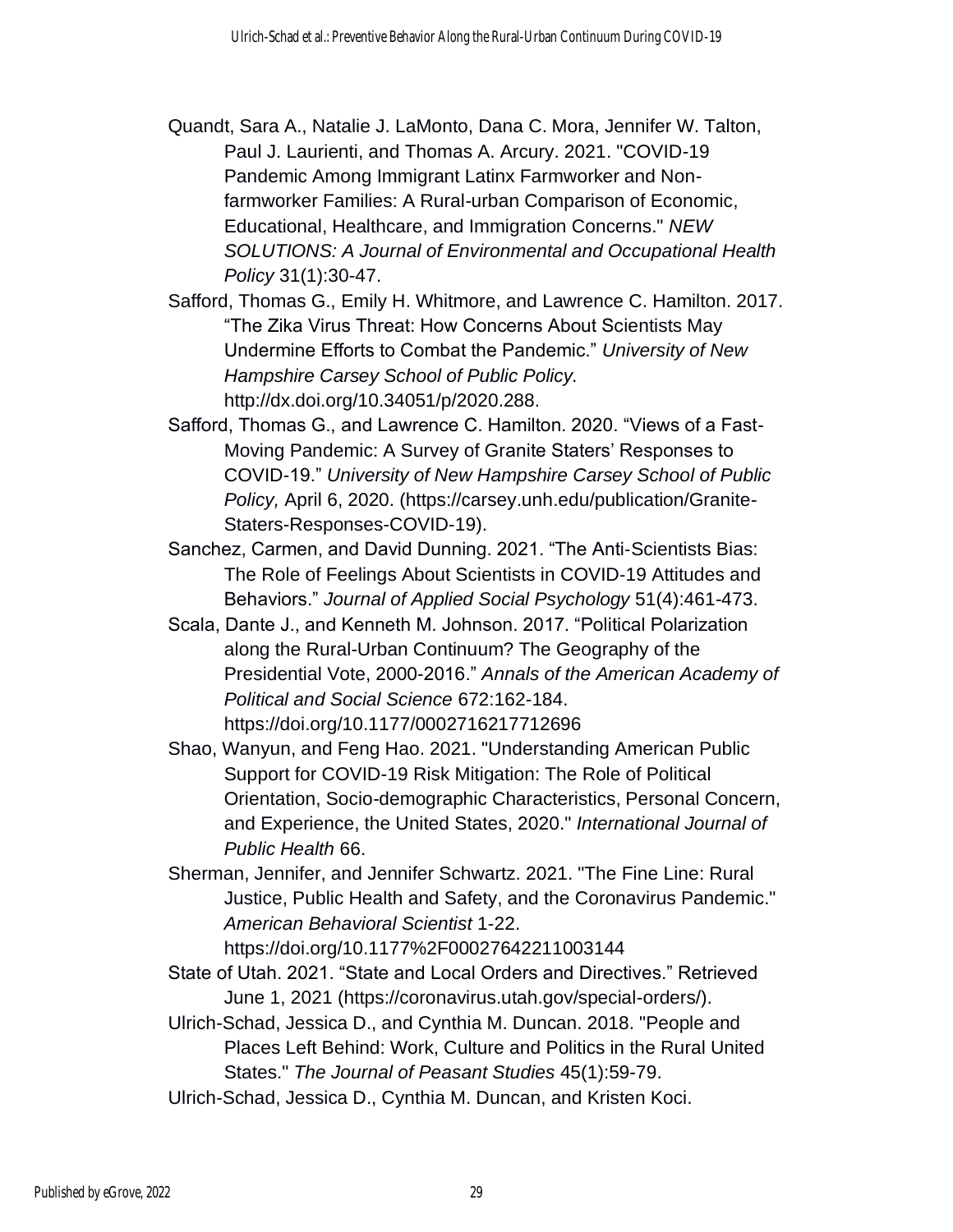Quandt, Sara A., Natalie J. LaMonto, Dana C. Mora, Jennifer W. Talton, Paul J. Laurienti, and Thomas A. Arcury. 2021. "COVID-19 Pandemic Among Immigrant Latinx Farmworker and Non-farmworker Families: A Rural-urban Comparison of Economic, Educational, Healthcare, and Immigration Concerns." *NEW SOLUTIONS: A Journal of Environmental and Occupational Health Policy* 31(1):30-47.

Safford, Thomas G., Emily H. Whitmore, and Lawrence C. Hamilton. 2017. "The Zika Virus Threat: How Concerns About Scientists May Undermine Efforts to Combat the Pandemic." *University of New Hampshire Carsey School of Public Policy.* http://dx.doi.org/10.34051/p/2020.288.

Safford, Thomas G., and Lawrence C. Hamilton. 2020. "Views of a Fast-Moving Pandemic: A Survey of Granite Staters' Responses to COVID-19." *University of New Hampshire Carsey School of Public Policy,* April 6, 2020. (https://carsey.unh.edu/publication/Granite-Staters-Responses-COVID-19).

Sanchez, Carmen, and David Dunning. 2021. "The Anti-Scientists Bias: The Role of Feelings About Scientists in COVID-19 Attitudes and Behaviors." *Journal of Applied Social Psychology* 51(4):461-473.

Scala, Dante J., and Kenneth M. Johnson. 2017. "Political Polarization along the Rural-Urban Continuum? The Geography of the Presidential Vote, 2000-2016." *Annals of the American Academy of Political and Social Science* 672:162-184. https://doi.org/10.1177/0002716217712696

Shao, Wanyun, and Feng Hao. 2021. "Understanding American Public Support for COVID-19 Risk Mitigation: The Role of Political Orientation, Socio-demographic Characteristics, Personal Concern, and Experience, the United States, 2020." *International Journal of Public Health* 66.

Sherman, Jennifer, and Jennifer Schwartz. 2021. "The Fine Line: Rural Justice, Public Health and Safety, and the Coronavirus Pandemic." *American Behavioral Scientist* 1-22. https://doi.org/10.1177%2F00027642211003144

State of Utah. 2021. "State and Local Orders and Directives." Retrieved June 1, 2021 (https://coronavirus.utah.gov/special-orders/).

Ulrich-Schad, Jessica D., and Cynthia M. Duncan. 2018. "People and Places Left Behind: Work, Culture and Politics in the Rural United States." *The Journal of Peasant Studies* 45(1):59-79.

Ulrich-Schad, Jessica D., Cynthia M. Duncan, and Kristen Koci.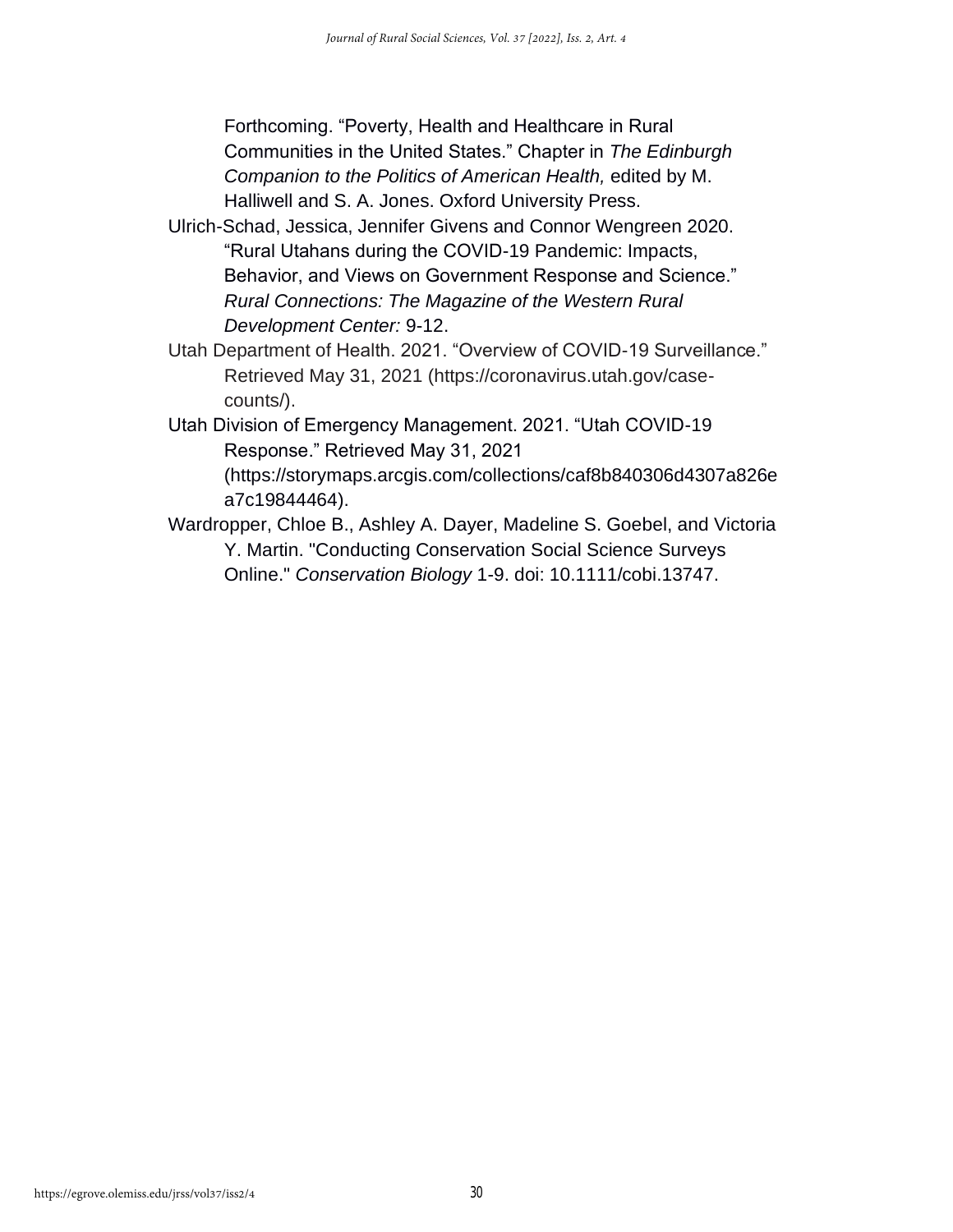Forthcoming. “Poverty, Health and Healthcare in Rural Communities in the United States.” Chapter in *The Edinburgh Companion to the Politics of American Health,* edited by M. Halliwell and S. A. Jones. Oxford University Press.

Ulrich-Schad, Jessica, Jennifer Givens and Connor Wengreen 2020. “Rural Utahans during the COVID-19 Pandemic: Impacts, Behavior, and Views on Government Response and Science.” *Rural Connections: The Magazine of the Western Rural Development Center:* 9-12.

Utah Department of Health. 2021. “Overview of COVID-19 Surveillance.” Retrieved May 31, 2021 (https://coronavirus.utah.gov/case-counts/).

Utah Division of Emergency Management. 2021. “Utah COVID-19 Response.” Retrieved May 31, 2021 (https://storymaps.arcgis.com/collections/caf8b840306d4307a826ea7c19844464).

Wardropper, Chloe B., Ashley A. Dayer, Madeline S. Goebel, and Victoria Y. Martin. "Conducting Conservation Social Science Surveys Online." *Conservation Biology* 1-9. doi: 10.1111/cobi.13747.